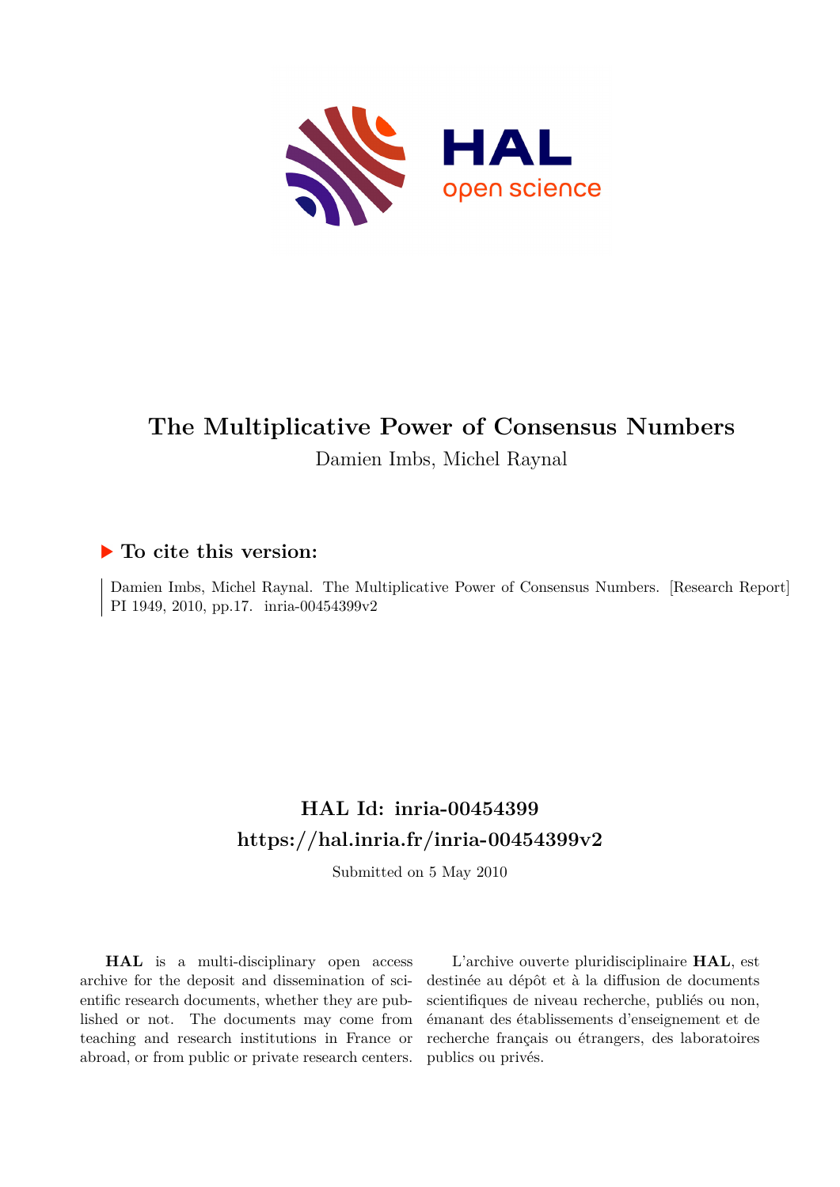# The Multiplicative Power of Consensus Numbers

Damien Imbs, Michel Raynal

## ▶ To cite this version:

Damien Imbs, Michel Raynal. The Multiplicative Power of Consensus Numbers. [Research Report] PI 1949, 2010, pp.17. inria-00454399v2

## HAL Id: inria-00454399

## https://hal.inria.fr/inria-00454399v2

Submitted on 5 May 2010

**HAL** is a multi-disciplinary open access archive for the deposit and dissemination of scientific research documents, whether they are published or not. The documents may come from teaching and research institutions in France or abroad, or from public or private research centers.

L'archive ouverte pluridisciplinaire **HAL**, est destinée au dépôt et à la diffusion de documents scientifiques de niveau recherche, publiés ou non, émanant des établissements d'enseignement et de recherche français ou étrangers, des laboratoires publics ou privés.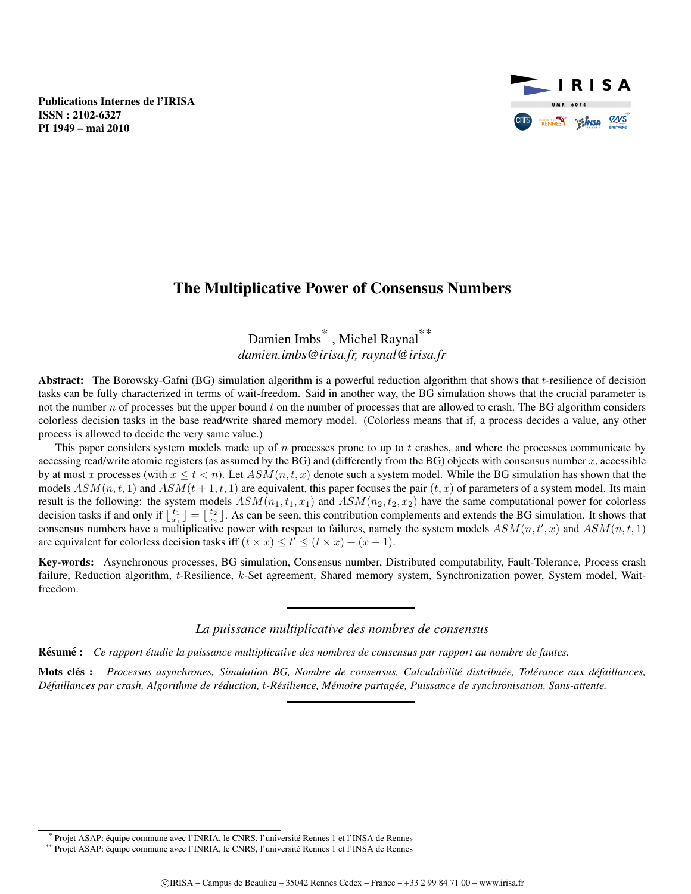Publications Internes de l'IRISA
ISSN : 2102-6327
PI 1949 – mai 2010

# The Multiplicative Power of Consensus Numbers

Damien Imbs[*], Michel Raynal[**]
*damien.imbs@irisa.fr, raynal@irisa.fr*

**Abstract:** The Borowsky-Gafni (BG) simulation algorithm is a powerful reduction algorithm that shows that $t$-resilience of decision tasks can be fully characterized in terms of wait-freedom. Said in another way, the BG simulation shows that the crucial parameter is not the number $n$ of processes but the upper bound $t$ on the number of processes that are allowed to crash. The BG algorithm considers colorless decision tasks in the base read/write shared memory model. (Colorless means that if, a process decides a value, any other process is allowed to decide the very same value.)

This paper considers system models made up of $n$ processes prone to up to $t$ crashes, and where the processes communicate by accessing read/write atomic registers (as assumed by the BG) and (differently from the BG) objects with consensus number $x$, accessible by at most $x$ processes (with $x \leq t < n$). Let $ASM(n, t, x)$ denote such a system model. While the BG simulation has shown that the models $ASM(n, t, 1)$ and $ASM(t + 1, t, 1)$ are equivalent, this paper focuses the pair $(t, x)$ of parameters of a system model. Its main result is the following: the system models $ASM(n_1, t_1, x_1)$ and $ASM(n_2, t_2, x_2)$ have the same computational power for colorless decision tasks if and only if $\lfloor \frac{t_1}{x_1} \rfloor = \lfloor \frac{t_2}{x_2} \rfloor$. As can be seen, this contribution complements and extends the BG simulation. It shows that consensus numbers have a multiplicative power with respect to failures, namely the system models $ASM(n, t', x)$ and $ASM(n, t, 1)$ are equivalent for colorless decision tasks iff $(t \times x) \leq t' \leq (t \times x) + (x - 1)$.

**Key-words:** Asynchronous processes, BG simulation, Consensus number, Distributed computability, Fault-Tolerance, Process crash failure, Reduction algorithm, $t$-Resilience, $k$-Set agreement, Shared memory system, Synchronization power, System model, Wait-freedom.

---

*La puissance multiplicative des nombres de consensus*

**Résumé :** *Ce rapport étudie la puissance multiplicative des nombres de consensus par rapport au nombre de fautes.*

**Mots clés :** *Processus asynchrones, Simulation BG, Nombre de consensus, Calculabilité distribuée, Tolérance aux défaillances, Défaillances par crash, Algorithme de réduction, t-Résilience, Mémoire partagée, Puissance de synchronisation, Sans-attente.*

---

[*] Projet ASAP: équipe commune avec l'INRIA, le CNRS, l'université Rennes 1 et l'INSA de Rennes
[**] Projet ASAP: équipe commune avec l'INRIA, le CNRS, l'université Rennes 1 et l'INSA de Rennes

©IRISA – Campus de Beaulieu – 35042 Rennes Cedex – France – +33 2 99 84 71 00 – www.irisa.fr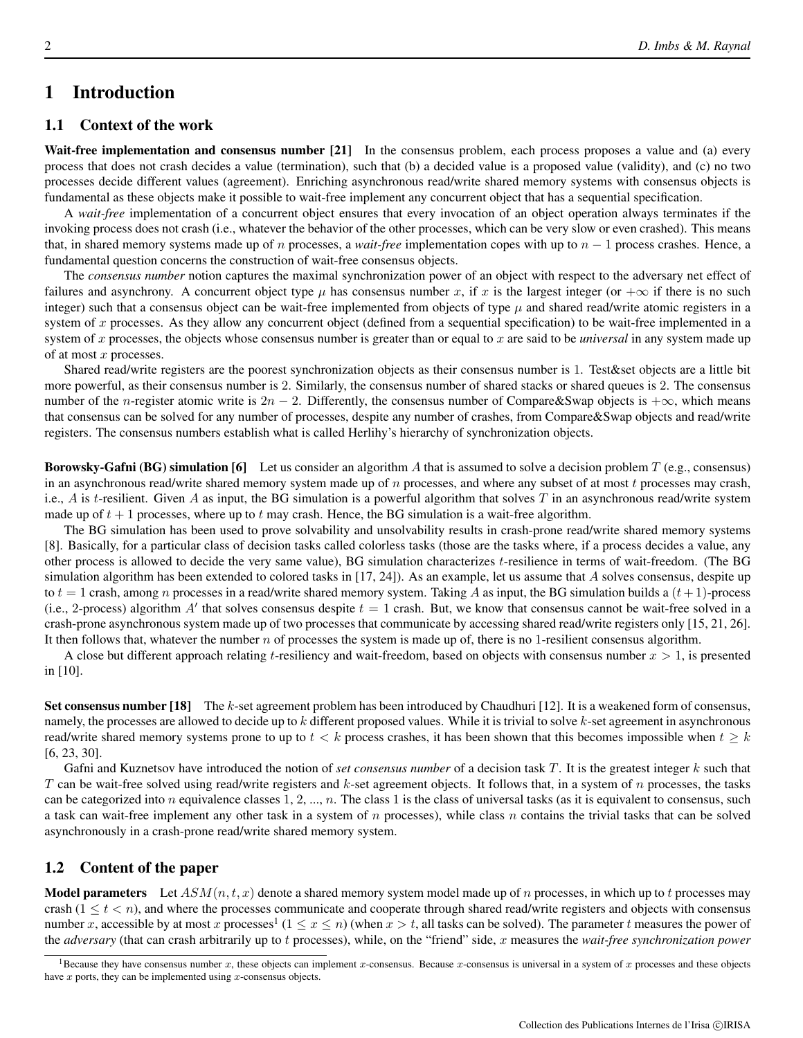# 1 Introduction

## 1.1 Context of the work

**Wait-free implementation and consensus number [21]** In the consensus problem, each process proposes a value and (a) every process that does not crash decides a value (termination), such that (b) a decided value is a proposed value (validity), and (c) no two processes decide different values (agreement). Enriching asynchronous read/write shared memory systems with consensus objects is fundamental as these objects make it possible to wait-free implement any concurrent object that has a sequential specification.

A *wait-free* implementation of a concurrent object ensures that every invocation of an object operation always terminates if the invoking process does not crash (i.e., whatever the behavior of the other processes, which can be very slow or even crashed). This means that, in shared memory systems made up of $n$ processes, a *wait-free* implementation copes with up to $n-1$ process crashes. Hence, a fundamental question concerns the construction of wait-free consensus objects.

The *consensus number* notion captures the maximal synchronization power of an object with respect to the adversary net effect of failures and asynchrony. A concurrent object type $\mu$ has consensus number $x$, if $x$ is the largest integer (or $+\infty$ if there is no such integer) such that a consensus object can be wait-free implemented from objects of type $\mu$ and shared read/write atomic registers in a system of $x$ processes. As they allow any concurrent object (defined from a sequential specification) to be wait-free implemented in a system of $x$ processes, the objects whose consensus number is greater than or equal to $x$ are said to be *universal* in any system made up of at most $x$ processes.

Shared read/write registers are the poorest synchronization objects as their consensus number is 1. Test&set objects are a little bit more powerful, as their consensus number is 2. Similarly, the consensus number of shared stacks or shared queues is 2. The consensus number of the $n$-register atomic write is $2n-2$. Differently, the consensus number of Compare&Swap objects is $+\infty$, which means that consensus can be solved for any number of processes, despite any number of crashes, from Compare&Swap objects and read/write registers. The consensus numbers establish what is called Herlihy's hierarchy of synchronization objects.

**Borowsky-Gafni (BG) simulation [6]** Let us consider an algorithm $A$ that is assumed to solve a decision problem $T$ (e.g., consensus) in an asynchronous read/write shared memory system made up of $n$ processes, and where any subset of at most $t$ processes may crash, i.e., $A$ is $t$-resilient. Given $A$ as input, the BG simulation is a powerful algorithm that solves $T$ in an asynchronous read/write system made up of $t+1$ processes, where up to $t$ may crash. Hence, the BG simulation is a wait-free algorithm.

The BG simulation has been used to prove solvability and unsolvability results in crash-prone read/write shared memory systems [8]. Basically, for a particular class of decision tasks called colorless tasks (those are the tasks where, if a process decides a value, any other process is allowed to decide the very same value), BG simulation characterizes $t$-resilience in terms of wait-freedom. (The BG simulation algorithm has been extended to colored tasks in [17, 24]). As an example, let us assume that $A$ solves consensus, despite up to $t=1$ crash, among $n$ processes in a read/write shared memory system. Taking $A$ as input, the BG simulation builds a $(t+1)$-process (i.e., 2-process) algorithm $A'$ that solves consensus despite $t=1$ crash. But, we know that consensus cannot be wait-free solved in a crash-prone asynchronous system made up of two processes that communicate by accessing shared read/write registers only [15, 21, 26]. It then follows that, whatever the number $n$ of processes the system is made up of, there is no 1-resilient consensus algorithm.

A close but different approach relating $t$-resiliency and wait-freedom, based on objects with consensus number $x > 1$, is presented in [10].

**Set consensus number [18]** The $k$-set agreement problem has been introduced by Chaudhuri [12]. It is a weakened form of consensus, namely, the processes are allowed to decide up to $k$ different proposed values. While it is trivial to solve $k$-set agreement in asynchronous read/write shared memory systems prone to up to $t < k$ process crashes, it has been shown that this becomes impossible when $t \geq k$ [6, 23, 30].

Gafni and Kuznetsov have introduced the notion of *set consensus number* of a decision task $T$. It is the greatest integer $k$ such that $T$ can be wait-free solved using read/write registers and $k$-set agreement objects. It follows that, in a system of $n$ processes, the tasks can be categorized into $n$ equivalence classes 1, 2, ..., $n$. The class 1 is the class of universal tasks (as it is equivalent to consensus, such a task can wait-free implement any other task in a system of $n$ processes), while class $n$ contains the trivial tasks that can be solved asynchronously in a crash-prone read/write shared memory system.

## 1.2 Content of the paper

**Model parameters** Let $ASM(n, t, x)$ denote a shared memory system model made up of $n$ processes, in which up to $t$ processes may crash ($1 \leq t < n$), and where the processes communicate and cooperate through shared read/write registers and objects with consensus number $x$, accessible by at most $x$ processes[1] ($1 \leq x \leq n$) (when $x > t$, all tasks can be solved). The parameter $t$ measures the power of the *adversary* (that can crash arbitrarily up to $t$ processes), while, on the "friend" side, $x$ measures the *wait-free synchronization power*

[1]Because they have consensus number $x$, these objects can implement $x$-consensus. Because $x$-consensus is universal in a system of $x$ processes and these objects have $x$ ports, they can be implemented using $x$-consensus objects.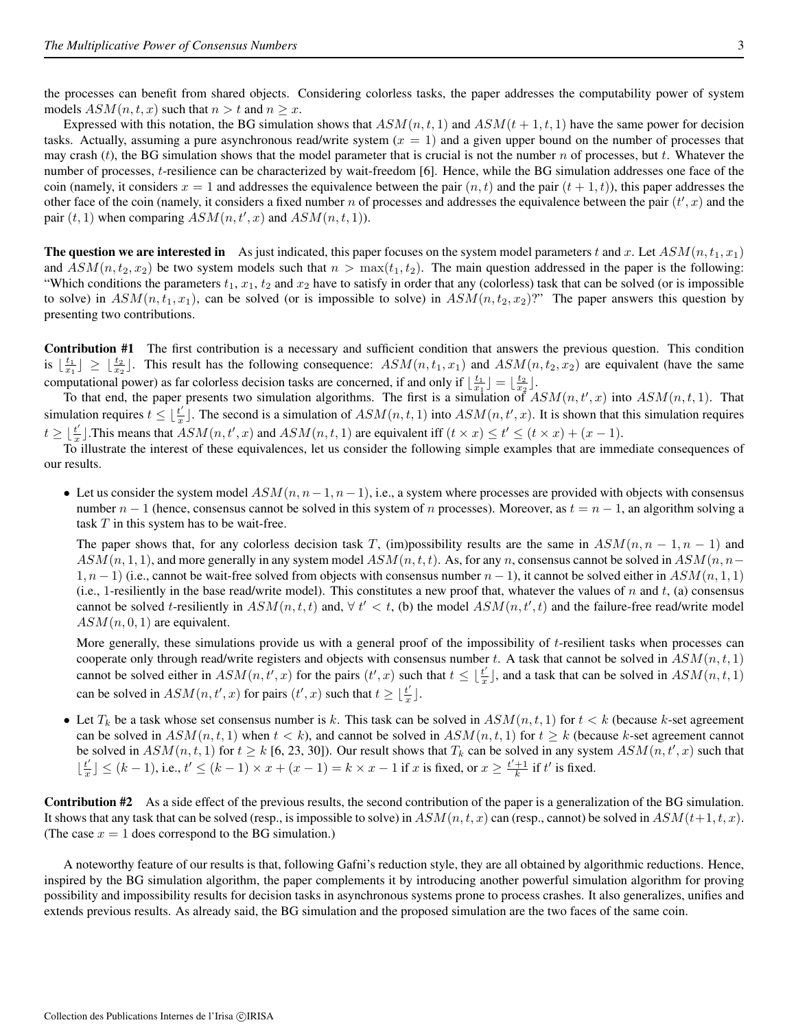the processes can benefit from shared objects. Considering colorless tasks, the paper addresses the computability power of system models $ASM(n,t,x)$ such that $n > t$ and $n \geq x$.

Expressed with this notation, the BG simulation shows that $ASM(n,t,1)$ and $ASM(t+1,t,1)$ have the same power for decision tasks. Actually, assuming a pure asynchronous read/write system ($x = 1$) and a given upper bound on the number of processes that may crash ($t$), the BG simulation shows that the model parameter that is crucial is not the number $n$ of processes, but $t$. Whatever the number of processes, $t$-resilience can be characterized by wait-freedom [6]. Hence, while the BG simulation addresses one face of the coin (namely, it considers $x = 1$ and addresses the equivalence between the pair $(n,t)$ and the pair $(t+1,t)$), this paper addresses the other face of the coin (namely, it considers a fixed number $n$ of processes and addresses the equivalence between the pair $(t',x)$ and the pair $(t,1)$ when comparing $ASM(n,t',x)$ and $ASM(n,t,1)$).

**The question we are interested in** As just indicated, this paper focuses on the system model parameters $t$ and $x$. Let $ASM(n,t_1,x_1)$ and $ASM(n,t_2,x_2)$ be two system models such that $n > \max(t_1,t_2)$. The main question addressed in the paper is the following: "Which conditions the parameters $t_1$, $x_1$, $t_2$ and $x_2$ have to satisfy in order that any (colorless) task that can be solved (or is impossible to solve) in $ASM(n,t_1,x_1)$, can be solved (or is impossible to solve) in $ASM(n,t_2,x_2)$?" The paper answers this question by presenting two contributions.

**Contribution #1** The first contribution is a necessary and sufficient condition that answers the previous question. This condition is $\lfloor \frac{t_1}{x_1} \rfloor \geq \lfloor \frac{t_2}{x_2} \rfloor$. This result has the following consequence: $ASM(n,t_1,x_1)$ and $ASM(n,t_2,x_2)$ are equivalent (have the same computational power) as far colorless decision tasks are concerned, if and only if $\lfloor \frac{t_1}{x_1} \rfloor = \lfloor \frac{t_2}{x_2} \rfloor$.

To that end, the paper presents two simulation algorithms. The first is a simulation of $ASM(n,t',x)$ into $ASM(n,t,1)$. That simulation requires $t \leq \lfloor \frac{t'}{x} \rfloor$. The second is a simulation of $ASM(n,t,1)$ into $ASM(n,t',x)$. It is shown that this simulation requires $t \geq \lfloor \frac{t'}{x} \rfloor$.This means that $ASM(n,t',x)$ and $ASM(n,t,1)$ are equivalent iff $(t \times x) \leq t' \leq (t \times x) + (x-1)$.

To illustrate the interest of these equivalences, let us consider the following simple examples that are immediate consequences of our results.

- Let us consider the system model $ASM(n,n-1,n-1)$, i.e., a system where processes are provided with objects with consensus number $n-1$ (hence, consensus cannot be solved in this system of $n$ processes). Moreover, as $t = n-1$, an algorithm solving a task $T$ in this system has to be wait-free.

  The paper shows that, for any colorless decision task $T$, (im)possibility results are the same in $ASM(n,n-1,n-1)$ and $ASM(n,1,1)$, and more generally in any system model $ASM(n,t,t)$. As, for any $n$, consensus cannot be solved in $ASM(n,n-1,n-1)$ (i.e., cannot be wait-free solved from objects with consensus number $n-1$), it cannot be solved either in $ASM(n,1,1)$ (i.e., 1-resiliently in the base read/write model). This constitutes a new proof that, whatever the values of $n$ and $t$, (a) consensus cannot be solved $t$-resiliently in $ASM(n,t,t)$ and, $\forall\, t' < t$, (b) the model $ASM(n,t',t)$ and the failure-free read/write model $ASM(n,0,1)$ are equivalent.

  More generally, these simulations provide us with a general proof of the impossibility of $t$-resilient tasks when processes can cooperate only through read/write registers and objects with consensus number $t$. A task that cannot be solved in $ASM(n,t,1)$ cannot be solved either in $ASM(n,t',x)$ for the pairs $(t',x)$ such that $t \leq \lfloor \frac{t'}{x} \rfloor$, and a task that can be solved in $ASM(n,t,1)$ can be solved in $ASM(n,t',x)$ for pairs $(t',x)$ such that $t \geq \lfloor \frac{t'}{x} \rfloor$.

- Let $T_k$ be a task whose set consensus number is $k$. This task can be solved in $ASM(n,t,1)$ for $t < k$ (because $k$-set agreement can be solved in $ASM(n,t,1)$ when $t < k$), and cannot be solved in $ASM(n,t,1)$ for $t \geq k$ (because $k$-set agreement cannot be solved in $ASM(n,t,1)$ for $t \geq k$ [6, 23, 30]). Our result shows that $T_k$ can be solved in any system $ASM(n,t',x)$ such that $\lfloor \frac{t'}{x} \rfloor \leq (k-1)$, i.e., $t' \leq (k-1) \times x + (x-1) = k \times x - 1$ if $x$ is fixed, or $x \geq \frac{t'+1}{k}$ if $t'$ is fixed.

**Contribution #2** As a side effect of the previous results, the second contribution of the paper is a generalization of the BG simulation. It shows that any task that can be solved (resp., is impossible to solve) in $ASM(n,t,x)$ can (resp., cannot) be solved in $ASM(t+1,t,x)$. (The case $x = 1$ does correspond to the BG simulation.)

A noteworthy feature of our results is that, following Gafni's reduction style, they are all obtained by algorithmic reductions. Hence, inspired by the BG simulation algorithm, the paper complements it by introducing another powerful simulation algorithm for proving possibility and impossibility results for decision tasks in asynchronous systems prone to process crashes. It also generalizes, unifies and extends previous results. As already said, the BG simulation and the proposed simulation are the two faces of the same coin.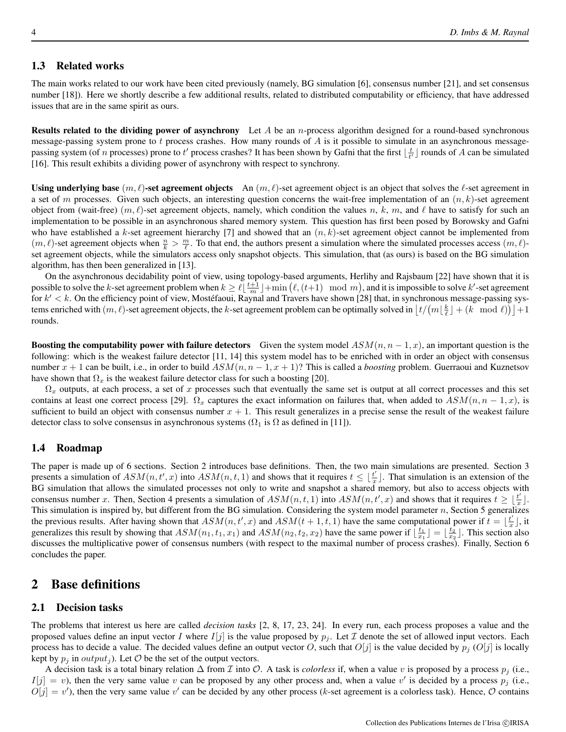### 1.3 Related works

The main works related to our work have been cited previously (namely, BG simulation [6], consensus number [21], and set consensus number [18]). Here we shortly describe a few additional results, related to distributed computability or efficiency, that have addressed issues that are in the same spirit as ours.

**Results related to the dividing power of asynchrony** Let $A$ be an $n$-process algorithm designed for a round-based synchronous message-passing system prone to $t$ process crashes. How many rounds of $A$ is it possible to simulate in an asynchronous message-passing system (of $n$ processes) prone to $t'$ process crashes? It has been shown by Gafni that the first $\lfloor \frac{t}{t'} \rfloor$ rounds of $A$ can be simulated [16]. This result exhibits a dividing power of asynchrony with respect to synchrony.

**Using underlying base $(m, \ell)$-set agreement objects** An $(m, \ell)$-set agreement object is an object that solves the $\ell$-set agreement in a set of $m$ processes. Given such objects, an interesting question concerns the wait-free implementation of an $(n, k)$-set agreement object from (wait-free) $(m, \ell)$-set agreement objects, namely, which condition the values $n$, $k$, $m$, and $\ell$ have to satisfy for such an implementation to be possible in an asynchronous shared memory system. This question has first been posed by Borowsky and Gafni who have established a $k$-set agreement hierarchy [7] and showed that an $(n, k)$-set agreement object cannot be implemented from $(m, \ell)$-set agreement objects when $\frac{n}{k} > \frac{m}{\ell}$. To that end, the authors present a simulation where the simulated processes access $(m, \ell)$-set agreement objects, while the simulators access only snapshot objects. This simulation, that (as ours) is based on the BG simulation algorithm, has then been generalized in [13].

On the asynchronous decidability point of view, using topology-based arguments, Herlihy and Rajsbaum [22] have shown that it is possible to solve the $k$-set agreement problem when $k \geq \ell \lfloor \frac{t+1}{m} \rfloor + \min\big(\ell, (t+1) \mod m\big)$, and it is impossible to solve $k'$-set agreement for $k' < k$. On the efficiency point of view, Mostéfaoui, Raynal and Travers have shown [28] that, in synchronous message-passing systems enriched with $(m, \ell)$-set agreement objects, the $k$-set agreement problem can be optimally solved in $\big\lfloor t / \big(m \lfloor \frac{k}{\ell} \rfloor + (k \mod \ell)\big) \big\rfloor + 1$ rounds.

**Boosting the computability power with failure detectors** Given the system model $ASM(n, n-1, x)$, an important question is the following: which is the weakest failure detector [11, 14] this system model has to be enriched with in order an object with consensus number $x+1$ can be built, i.e., in order to build $ASM(n, n-1, x+1)$? This is called a *boosting* problem. Guerraoui and Kuznetsov have shown that $\Omega_x$ is the weakest failure detector class for such a boosting [20].

$\Omega_x$ outputs, at each process, a set of $x$ processes such that eventually the same set is output at all correct processes and this set contains at least one correct process [29]. $\Omega_x$ captures the exact information on failures that, when added to $ASM(n, n-1, x)$, is sufficient to build an object with consensus number $x+1$. This result generalizes in a precise sense the result of the weakest failure detector class to solve consensus in asynchronous systems ($\Omega_1$ is $\Omega$ as defined in [11]).

### 1.4 Roadmap

The paper is made up of 6 sections. Section 2 introduces base definitions. Then, the two main simulations are presented. Section 3 presents a simulation of $ASM(n, t', x)$ into $ASM(n, t, 1)$ and shows that it requires $t \leq \lfloor \frac{t'}{x} \rfloor$. That simulation is an extension of the BG simulation that allows the simulated processes not only to write and snapshot a shared memory, but also to access objects with consensus number $x$. Then, Section 4 presents a simulation of $ASM(n, t, 1)$ into $ASM(n, t', x)$ and shows that it requires $t \geq \lfloor \frac{t'}{x} \rfloor$. This simulation is inspired by, but different from the BG simulation. Considering the system model parameter $n$, Section 5 generalizes the previous results. After having shown that $ASM(n, t', x)$ and $ASM(t+1, t, 1)$ have the same computational power if $t = \lfloor \frac{t'}{x} \rfloor$, it generalizes this result by showing that $ASM(n_1, t_1, x_1)$ and $ASM(n_2, t_2, x_2)$ have the same power if $\lfloor \frac{t_1}{x_1} \rfloor = \lfloor \frac{t_2}{x_2} \rfloor$. This section also discusses the multiplicative power of consensus numbers (with respect to the maximal number of process crashes). Finally, Section 6 concludes the paper.

## 2 Base definitions

### 2.1 Decision tasks

The problems that interest us here are called *decision tasks* [2, 8, 17, 23, 24]. In every run, each process proposes a value and the proposed values define an input vector $I$ where $I[j]$ is the value proposed by $p_j$. Let $\mathcal{I}$ denote the set of allowed input vectors. Each process has to decide a value. The decided values define an output vector $O$, such that $O[j]$ is the value decided by $p_j$ ($O[j]$ is locally kept by $p_j$ in $output_j$). Let $\mathcal{O}$ be the set of the output vectors.

A decision task is a total binary relation $\Delta$ from $\mathcal{I}$ into $\mathcal{O}$. A task is *colorless* if, when a value $v$ is proposed by a process $p_j$ (i.e., $I[j] = v$), then the very same value $v$ can be proposed by any other process and, when a value $v'$ is decided by a process $p_j$ (i.e., $O[j] = v'$), then the very same value $v'$ can be decided by any other process ($k$-set agreement is a colorless task). Hence, $\mathcal{O}$ contains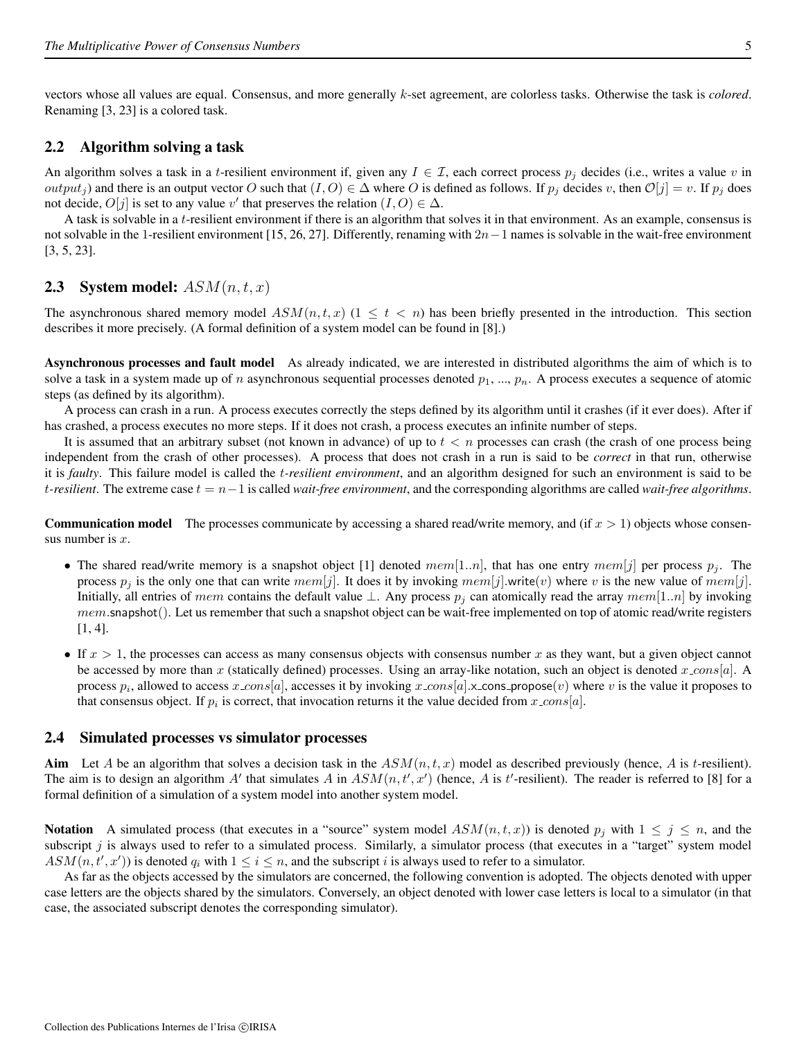vectors whose all values are equal. Consensus, and more generally $k$-set agreement, are colorless tasks. Otherwise the task is *colored*. Renaming [3, 23] is a colored task.

## 2.2 Algorithm solving a task

An algorithm solves a task in a $t$-resilient environment if, given any $I \in \mathcal{I}$, each correct process $p_j$ decides (i.e., writes a value $v$ in $output_j$) and there is an output vector $O$ such that $(I, O) \in \Delta$ where $O$ is defined as follows. If $p_j$ decides $v$, then $\mathcal{O}[j] = v$. If $p_j$ does not decide, $O[j]$ is set to any value $v'$ that preserves the relation $(I, O) \in \Delta$.

A task is solvable in a $t$-resilient environment if there is an algorithm that solves it in that environment. As an example, consensus is not solvable in the 1-resilient environment [15, 26, 27]. Differently, renaming with $2n-1$ names is solvable in the wait-free environment [3, 5, 23].

## 2.3 System model: $ASM(n, t, x)$

The asynchronous shared memory model $ASM(n, t, x)$ ($1 \leq t < n$) has been briefly presented in the introduction. This section describes it more precisely. (A formal definition of a system model can be found in [8].)

**Asynchronous processes and fault model** As already indicated, we are interested in distributed algorithms the aim of which is to solve a task in a system made up of $n$ asynchronous sequential processes denoted $p_1$, ..., $p_n$. A process executes a sequence of atomic steps (as defined by its algorithm).

A process can crash in a run. A process executes correctly the steps defined by its algorithm until it crashes (if it ever does). After if has crashed, a process executes no more steps. If it does not crash, a process executes an infinite number of steps.

It is assumed that an arbitrary subset (not known in advance) of up to $t < n$ processes can crash (the crash of one process being independent from the crash of other processes). A process that does not crash in a run is said to be *correct* in that run, otherwise it is *faulty*. This failure model is called the *$t$-resilient environment*, and an algorithm designed for such an environment is said to be *$t$-resilient*. The extreme case $t = n-1$ is called *wait-free environment*, and the corresponding algorithms are called *wait-free algorithms*.

**Communication model** The processes communicate by accessing a shared read/write memory, and (if $x > 1$) objects whose consensus number is $x$.

- The shared read/write memory is a snapshot object [1] denoted $mem[1..n]$, that has one entry $mem[j]$ per process $p_j$. The process $p_j$ is the only one that can write $mem[j]$. It does it by invoking $mem[j]$.write($v$) where $v$ is the new value of $mem[j]$. Initially, all entries of $mem$ contains the default value $\perp$. Any process $p_j$ can atomically read the array $mem[1..n]$ by invoking $mem$.snapshot(). Let us remember that such a snapshot object can be wait-free implemented on top of atomic read/write registers [1, 4].
- If $x > 1$, the processes can access as many consensus objects with consensus number $x$ as they want, but a given object cannot be accessed by more than $x$ (statically defined) processes. Using an array-like notation, such an object is denoted $x\_cons[a]$. A process $p_i$, allowed to access $x\_cons[a]$, accesses it by invoking $x\_cons[a]$.x_cons_propose($v$) where $v$ is the value it proposes to that consensus object. If $p_i$ is correct, that invocation returns it the value decided from $x\_cons[a]$.

## 2.4 Simulated processes vs simulator processes

**Aim** Let $A$ be an algorithm that solves a decision task in the $ASM(n, t, x)$ model as described previously (hence, $A$ is $t$-resilient). The aim is to design an algorithm $A'$ that simulates $A$ in $ASM(n, t', x')$ (hence, $A$ is $t'$-resilient). The reader is referred to [8] for a formal definition of a simulation of a system model into another system model.

**Notation** A simulated process (that executes in a "source" system model $ASM(n, t, x)$) is denoted $p_j$ with $1 \leq j \leq n$, and the subscript $j$ is always used to refer to a simulated process. Similarly, a simulator process (that executes in a "target" system model $ASM(n, t', x')$) is denoted $q_i$ with $1 \leq i \leq n$, and the subscript $i$ is always used to refer to a simulator.

As far as the objects accessed by the simulators are concerned, the following convention is adopted. The objects denoted with upper case letters are the objects shared by the simulators. Conversely, an object denoted with lower case letters is local to a simulator (in that case, the associated subscript denotes the corresponding simulator).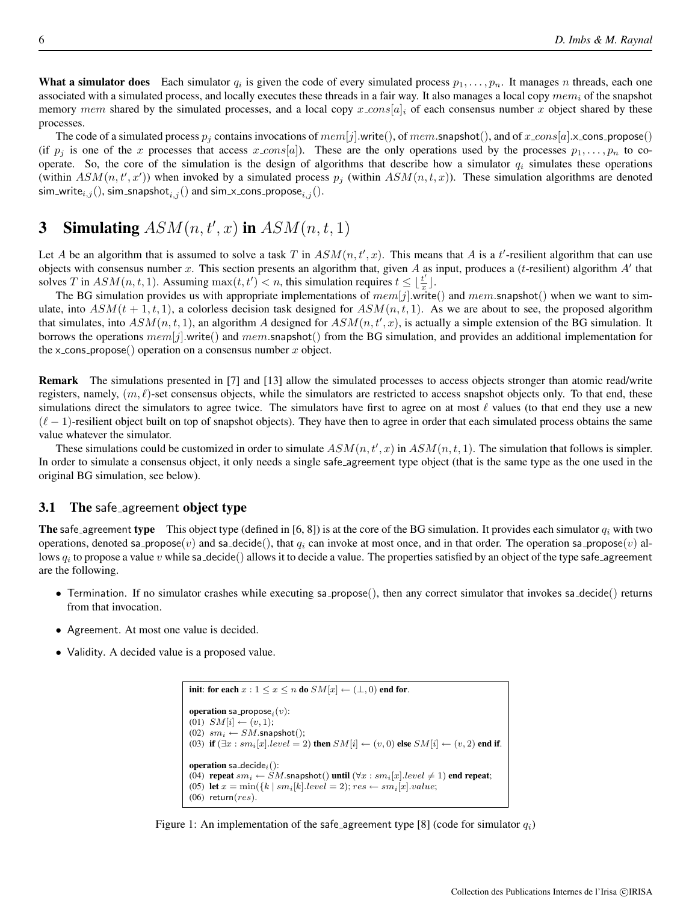**What a simulator does** Each simulator $q_i$ is given the code of every simulated process $p_1, \ldots, p_n$. It manages $n$ threads, each one associated with a simulated process, and locally executes these threads in a fair way. It also manages a local copy $mem_i$ of the snapshot memory $mem$ shared by the simulated processes, and a local copy $x\_cons[a]_i$ of each consensus number $x$ object shared by these processes.

The code of a simulated process $p_j$ contains invocations of $mem[j]$.write(), of $mem$.snapshot(), and of $x\_cons[a]$.x_cons_propose() (if $p_j$ is one of the $x$ processes that access $x\_cons[a]$). These are the only operations used by the processes $p_1, \ldots, p_n$ to cooperate. So, the core of the simulation is the design of algorithms that describe how a simulator $q_i$ simulates these operations (within $ASM(n, t', x')$) when invoked by a simulated process $p_j$ (within $ASM(n, t, x)$). These simulation algorithms are denoted $\mathsf{sim\_write}_{i,j}()$, $\mathsf{sim\_snapshot}_{i,j}()$ and $\mathsf{sim\_x\_cons\_propose}_{i,j}()$.

# 3 Simulating $ASM(n, t', x)$ in $ASM(n, t, 1)$

Let $A$ be an algorithm that is assumed to solve a task $T$ in $ASM(n, t', x)$. This means that $A$ is a $t'$-resilient algorithm that can use objects with consensus number $x$. This section presents an algorithm that, given $A$ as input, produces a ($t$-resilient) algorithm $A'$ that solves $T$ in $ASM(n, t, 1)$. Assuming $\max(t, t') < n$, this simulation requires $t \leq \lfloor \frac{t'}{x} \rfloor$.

The BG simulation provides us with appropriate implementations of $mem[j]$.write() and $mem$.snapshot() when we want to simulate, into $ASM(t + 1, t, 1)$, a colorless decision task designed for $ASM(n, t, 1)$. As we are about to see, the proposed algorithm that simulates, into $ASM(n, t, 1)$, an algorithm $A$ designed for $ASM(n, t', x)$, is actually a simple extension of the BG simulation. It borrows the operations $mem[j]$.write() and $mem$.snapshot() from the BG simulation, and provides an additional implementation for the x_cons_propose() operation on a consensus number $x$ object.

**Remark** The simulations presented in [7] and [13] allow the simulated processes to access objects stronger than atomic read/write registers, namely, $(m, \ell)$-set consensus objects, while the simulators are restricted to access snapshot objects only. To that end, these simulations direct the simulators to agree twice. The simulators have first to agree on at most $\ell$ values (to that end they use a new $(\ell - 1)$-resilient object built on top of snapshot objects). They have then to agree in order that each simulated process obtains the same value whatever the simulator.

These simulations could be customized in order to simulate $ASM(n, t', x)$ in $ASM(n, t, 1)$. The simulation that follows is simpler. In order to simulate a consensus object, it only needs a single safe_agreement type object (that is the same type as the one used in the original BG simulation, see below).

## 3.1 The safe_agreement object type

**The safe_agreement type** This object type (defined in [6, 8]) is at the core of the BG simulation. It provides each simulator $q_i$ with two operations, denoted sa_propose($v$) and sa_decide(), that $q_i$ can invoke at most once, and in that order. The operation sa_propose($v$) allows $q_i$ to propose a value $v$ while sa_decide() allows it to decide a value. The properties satisfied by an object of the type safe_agreement are the following.

- Termination. If no simulator crashes while executing sa_propose(), then any correct simulator that invokes sa_decide() returns from that invocation.
- Agreement. At most one value is decided.
- Validity. A decided value is a proposed value.

```
init: for each x : 1 ≤ x ≤ n do SM[x] ← (⊥, 0) end for.

operation sa_propose_i(v):
(01) SM[i] ← (v, 1);
(02) sm_i ← SM.snapshot();
(03) if (∃x : sm_i[x].level = 2) then SM[i] ← (v, 0) else SM[i] ← (v, 2) end if.

operation sa_decide_i():
(04) repeat sm_i ← SM.snapshot() until (∀x : sm_i[x].level ≠ 1) end repeat;
(05) let x = min({k | sm_i[k].level = 2}); res ← sm_i[x].value;
(06) return(res).
```

Figure 1: An implementation of the safe_agreement type [8] (code for simulator $q_i$)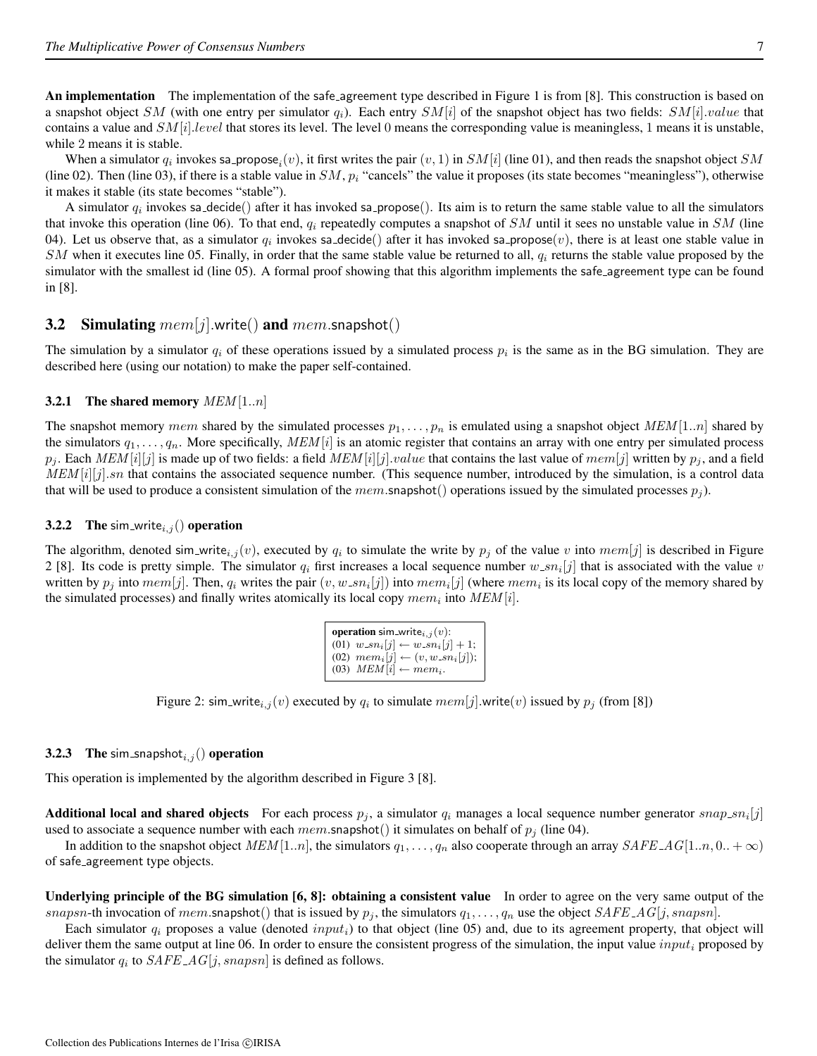**An implementation** The implementation of the safe_agreement type described in Figure 1 is from [8]. This construction is based on a snapshot object $SM$ (with one entry per simulator $q_i$). Each entry $SM[i]$ of the snapshot object has two fields: $SM[i].value$ that contains a value and $SM[i].level$ that stores its level. The level 0 means the corresponding value is meaningless, 1 means it is unstable, while 2 means it is stable.

When a simulator $q_i$ invokes $\mathsf{sa\_propose}_i(v)$, it first writes the pair $(v, 1)$ in $SM[i]$ (line 01), and then reads the snapshot object $SM$ (line 02). Then (line 03), if there is a stable value in $SM$, $p_i$ "cancels" the value it proposes (its state becomes "meaningless"), otherwise it makes it stable (its state becomes "stable").

A simulator $q_i$ invokes sa_decide() after it has invoked sa_propose(). Its aim is to return the same stable value to all the simulators that invoke this operation (line 06). To that end, $q_i$ repeatedly computes a snapshot of $SM$ until it sees no unstable value in $SM$ (line 04). Let us observe that, as a simulator $q_i$ invokes sa_decide() after it has invoked sa_propose($v$), there is at least one stable value in $SM$ when it executes line 05. Finally, in order that the same stable value be returned to all, $q_i$ returns the stable value proposed by the simulator with the smallest id (line 05). A formal proof showing that this algorithm implements the safe_agreement type can be found in [8].

## 3.2 Simulating $mem[j]$.write() and $mem$.snapshot()

The simulation by a simulator $q_i$ of these operations issued by a simulated process $p_i$ is the same as in the BG simulation. They are described here (using our notation) to make the paper self-contained.

### 3.2.1 The shared memory $MEM[1..n]$

The snapshot memory $mem$ shared by the simulated processes $p_1, \ldots, p_n$ is emulated using a snapshot object $MEM[1..n]$ shared by the simulators $q_1, \ldots, q_n$. More specifically, $MEM[i]$ is an atomic register that contains an array with one entry per simulated process $p_j$. Each $MEM[i][j]$ is made up of two fields: a field $MEM[i][j].value$ that contains the last value of $mem[j]$ written by $p_j$, and a field $MEM[i][j].sn$ that contains the associated sequence number. (This sequence number, introduced by the simulation, is a control data that will be used to produce a consistent simulation of the $mem$.snapshot() operations issued by the simulated processes $p_j$).

### 3.2.2 The $\mathsf{sim\_write}_{i,j}()$ operation

The algorithm, denoted $\mathsf{sim\_write}_{i,j}(v)$, executed by $q_i$ to simulate the write by $p_j$ of the value $v$ into $mem[j]$ is described in Figure 2 [8]. Its code is pretty simple. The simulator $q_i$ first increases a local sequence number $w\_sn_i[j]$ that is associated with the value $v$ written by $p_j$ into $mem[j]$. Then, $q_i$ writes the pair $(v, w\_sn_i[j])$ into $mem_i[j]$ (where $mem_i$ is its local copy of the memory shared by the simulated processes) and finally writes atomically its local copy $mem_i$ into $MEM[i]$.

```
operation sim_write_{i,j}(v):
(01) w_sn_i[j] ← w_sn_i[j] + 1;
(02) mem_i[j] ← (v, w_sn_i[j]);
(03) MEM[i] ← mem_i.
```

Figure 2: $\mathsf{sim\_write}_{i,j}(v)$ executed by $q_i$ to simulate $mem[j]$.write($v$) issued by $p_j$ (from [8])

### 3.2.3 The $\mathsf{sim\_snapshot}_{i,j}()$ operation

This operation is implemented by the algorithm described in Figure 3 [8].

**Additional local and shared objects** For each process $p_j$, a simulator $q_i$ manages a local sequence number generator $snap\_sn_i[j]$ used to associate a sequence number with each $mem$.snapshot() it simulates on behalf of $p_j$ (line 04).

In addition to the snapshot object $MEM[1..n]$, the simulators $q_1, \ldots, q_n$ also cooperate through an array $SAFE\_AG[1..n, 0..+\infty)$ of safe_agreement type objects.

**Underlying principle of the BG simulation [6, 8]: obtaining a consistent value** In order to agree on the very same output of the $snapsn$-th invocation of $mem$.snapshot() that is issued by $p_j$, the simulators $q_1, \ldots, q_n$ use the object $SAFE\_AG[j, snapsn]$.

Each simulator $q_i$ proposes a value (denoted $input_i$) to that object (line 05) and, due to its agreement property, that object will deliver them the same output at line 06. In order to ensure the consistent progress of the simulation, the input value $input_i$ proposed by the simulator $q_i$ to $SAFE\_AG[j, snapsn]$ is defined as follows.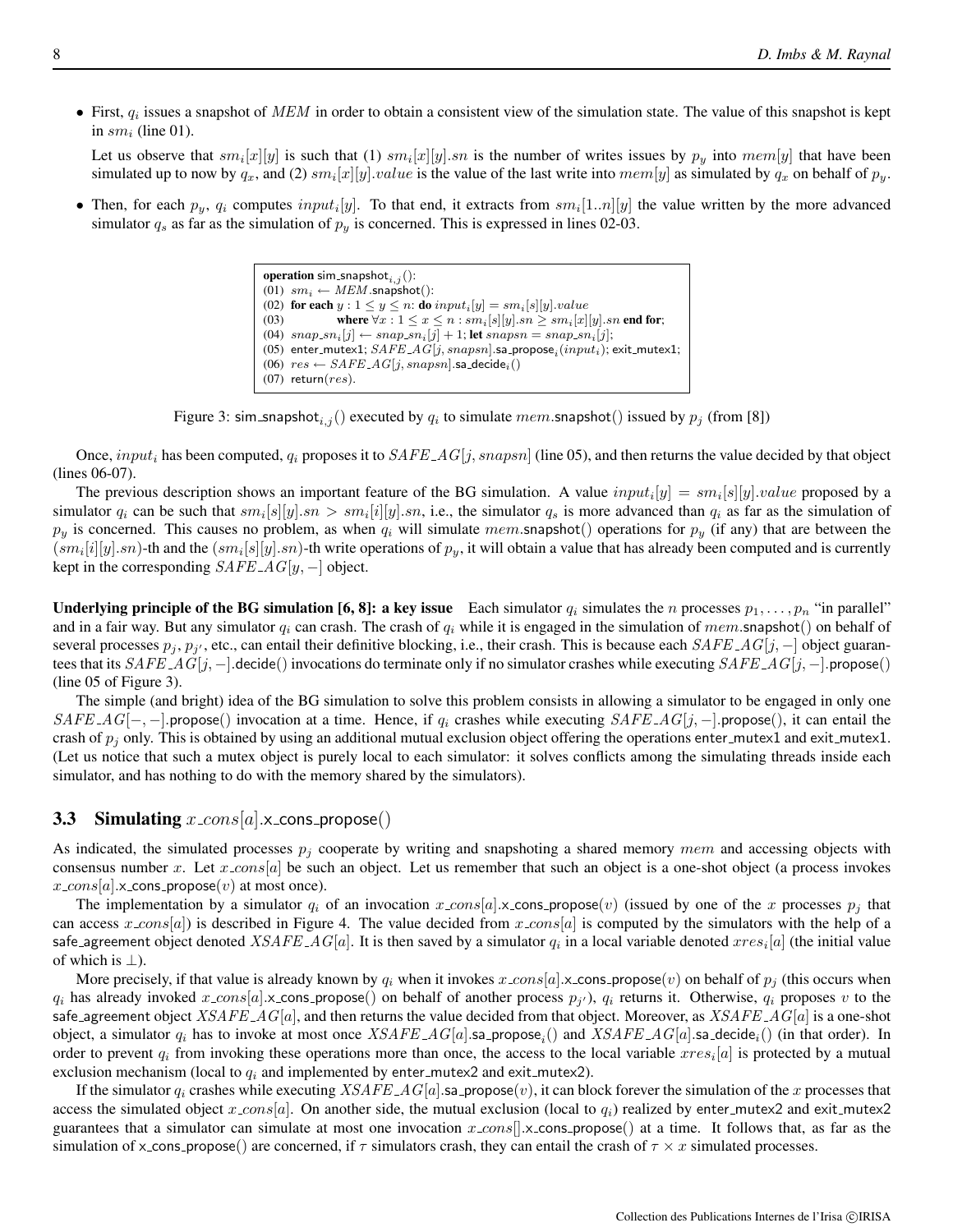- First, $q_i$ issues a snapshot of $MEM$ in order to obtain a consistent view of the simulation state. The value of this snapshot is kept in $sm_i$ (line 01).

  Let us observe that $sm_i[x][y]$ is such that (1) $sm_i[x][y].sn$ is the number of writes issues by $p_y$ into $mem[y]$ that have been simulated up to now by $q_x$, and (2) $sm_i[x][y].value$ is the value of the last write into $mem[y]$ as simulated by $q_x$ on behalf of $p_y$.

- Then, for each $p_y$, $q_i$ computes $input_i[y]$. To that end, it extracts from $sm_i[1..n][y]$ the value written by the more advanced simulator $q_s$ as far as the simulation of $p_y$ is concerned. This is expressed in lines 02-03.

```
operation sim_snapshot_{i,j}():
(01) sm_i ← MEM.snapshot():
(02) for each y : 1 ≤ y ≤ n: do input_i[y] = sm_i[s][y].value
(03)          where ∀x : 1 ≤ x ≤ n : sm_i[s][y].sn ≥ sm_i[x][y].sn end for;
(04) snap_sn_i[j] ← snap_sn_i[j] + 1; let snapsn = snap_sn_i[j];
(05) enter_mutex1; SAFE_AG[j, snapsn].sa_propose_i(input_i); exit_mutex1;
(06) res ← SAFE_AG[j, snapsn].sa_decide_i()
(07) return(res).
```

Figure 3: $\mathsf{sim\_snapshot}_{i,j}()$ executed by $q_i$ to simulate $mem$.snapshot() issued by $p_j$ (from [8])

Once, $input_i$ has been computed, $q_i$ proposes it to $SAFE\_AG[j, snapsn]$ (line 05), and then returns the value decided by that object (lines 06-07).

The previous description shows an important feature of the BG simulation. A value $input_i[y] = sm_i[s][y].value$ proposed by a simulator $q_i$ can be such that $sm_i[s][y].sn > sm_i[i][y].sn$, i.e., the simulator $q_s$ is more advanced than $q_i$ as far as the simulation of $p_y$ is concerned. This causes no problem, as when $q_i$ will simulate $mem$.snapshot() operations for $p_y$ (if any) that are between the $(sm_i[i][y].sn)$-th and the $(sm_i[s][y].sn)$-th write operations of $p_y$, it will obtain a value that has already been computed and is currently kept in the corresponding $SAFE\_AG[y, -]$ object.

**Underlying principle of the BG simulation [6, 8]: a key issue** Each simulator $q_i$ simulates the $n$ processes $p_1, \ldots, p_n$ "in parallel" and in a fair way. But any simulator $q_i$ can crash. The crash of $q_i$ while it is engaged in the simulation of $mem$.snapshot() on behalf of several processes $p_j$, $p_{j'}$, etc., can entail their definitive blocking, i.e., their crash. This is because each $SAFE\_AG[j, -]$ object guarantees that its $SAFE\_AG[j, -]$.decide() invocations do terminate only if no simulator crashes while executing $SAFE\_AG[j, -]$.propose() (line 05 of Figure 3).

The simple (and bright) idea of the BG simulation to solve this problem consists in allowing a simulator to be engaged in only one $SAFE\_AG[-, -]$.propose() invocation at a time. Hence, if $q_i$ crashes while executing $SAFE\_AG[j, -]$.propose(), it can entail the crash of $p_j$ only. This is obtained by using an additional mutual exclusion object offering the operations enter_mutex1 and exit_mutex1. (Let us notice that such a mutex object is purely local to each simulator: it solves conflicts among the simulating threads inside each simulator, and has nothing to do with the memory shared by the simulators).

### 3.3 Simulating $x\_cons[a]$.x_cons_propose()

As indicated, the simulated processes $p_j$ cooperate by writing and snapshoting a shared memory $mem$ and accessing objects with consensus number $x$. Let $x\_cons[a]$ be such an object. Let us remember that such an object is a one-shot object (a process invokes $x\_cons[a]$.x_cons_propose($v$) at most once).

The implementation by a simulator $q_i$ of an invocation $x\_cons[a]$.x_cons_propose($v$) (issued by one of the $x$ processes $p_j$ that can access $x\_cons[a]$) is described in Figure 4. The value decided from $x\_cons[a]$ is computed by the simulators with the help of a safe_agreement object denoted $XSAFE\_AG[a]$. It is then saved by a simulator $q_i$ in a local variable denoted $xres_i[a]$ (the initial value of which is $\perp$).

More precisely, if that value is already known by $q_i$ when it invokes $x\_cons[a]$.x_cons_propose($v$) on behalf of $p_j$ (this occurs when $q_i$ has already invoked $x\_cons[a]$.x_cons_propose() on behalf of another process $p_{j'}$), $q_i$ returns it. Otherwise, $q_i$ proposes $v$ to the safe_agreement object $XSAFE\_AG[a]$, and then returns the value decided from that object. Moreover, as $XSAFE\_AG[a]$ is a one-shot object, a simulator $q_i$ has to invoke at most once $XSAFE\_AG[a]$.sa_propose$_i$() and $XSAFE\_AG[a]$.sa_decide$_i$() (in that order). In order to prevent $q_i$ from invoking these operations more than once, the access to the local variable $xres_i[a]$ is protected by a mutual exclusion mechanism (local to $q_i$ and implemented by enter_mutex2 and exit_mutex2).

If the simulator $q_i$ crashes while executing $XSAFE\_AG[a]$.sa_propose($v$), it can block forever the simulation of the $x$ processes that access the simulated object $x\_cons[a]$. On another side, the mutual exclusion (local to $q_i$) realized by enter_mutex2 and exit_mutex2 guarantees that a simulator can simulate at most one invocation $x\_cons[]$.x_cons_propose() at a time. It follows that, as far as the simulation of x_cons_propose() are concerned, if $\tau$ simulators crash, they can entail the crash of $\tau \times x$ simulated processes.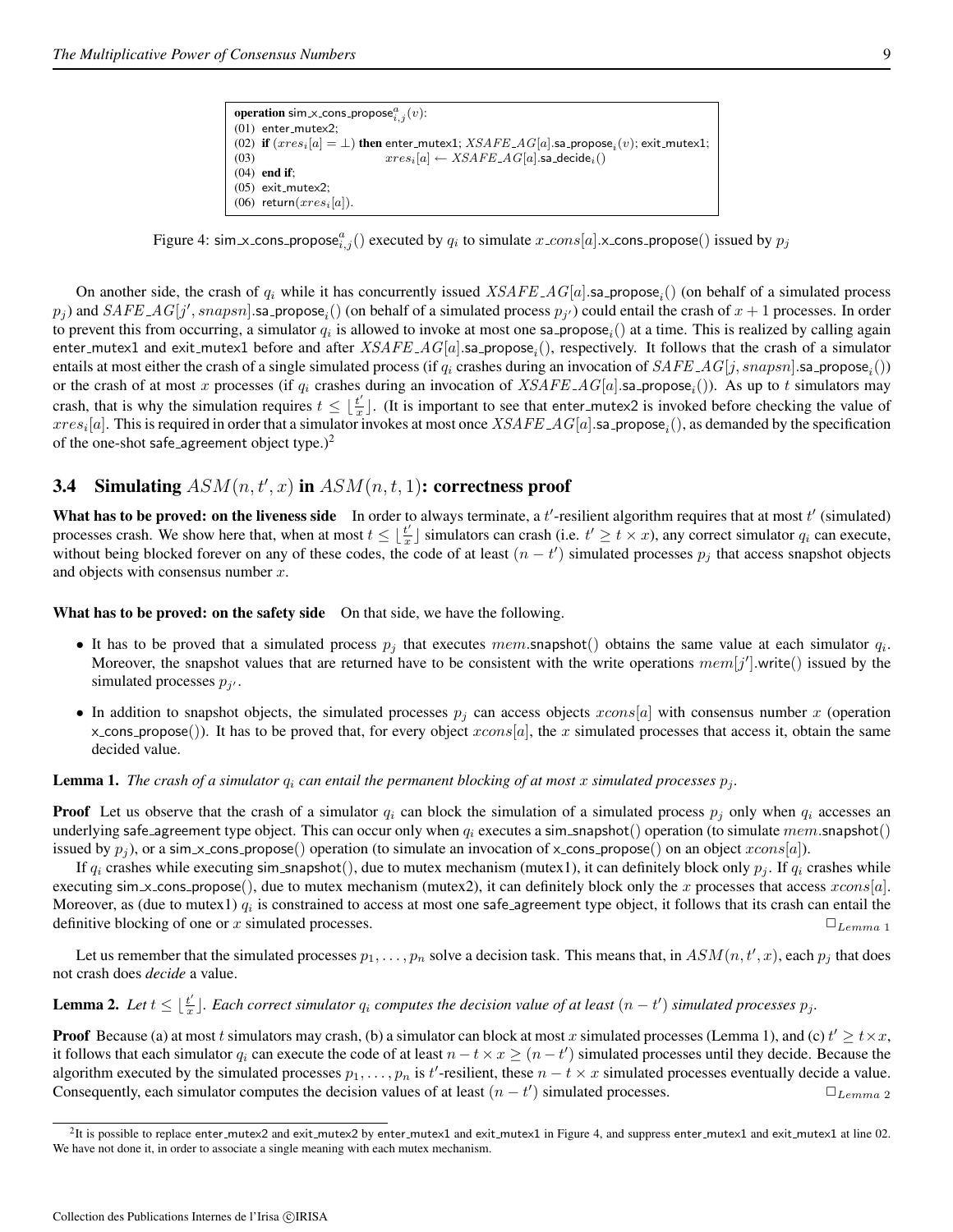```
operation sim_x_cons_propose^a_{i,j}(v):
(01) enter_mutex2;
(02) if (xres_i[a] = ⊥) then enter_mutex1; XSAFE_AG[a].sa_propose_i(v); exit_mutex1;
(03)                          xres_i[a] ← XSAFE_AG[a].sa_decide_i()
(04) end if;
(05) exit_mutex2;
(06) return(xres_i[a]).
```

Figure 4: sim_x_cons_propose$^a_{i,j}()$ executed by $q_i$ to simulate $x\_cons[a]$.x_cons_propose() issued by $p_j$

On another side, the crash of $q_i$ while it has concurrently issued $XSAFE\_AG[a]$.sa_propose$_i()$ (on behalf of a simulated process $p_j$) and $SAFE\_AG[j', snapsn]$.sa_propose$_i()$ (on behalf of a simulated process $p_{j'}$) could entail the crash of $x+1$ processes. In order to prevent this from occurring, a simulator $q_i$ is allowed to invoke at most one sa_propose$_i()$ at a time. This is realized by calling again enter_mutex1 and exit_mutex1 before and after $XSAFE\_AG[a]$.sa_propose$_i()$, respectively. It follows that the crash of a simulator entails at most either the crash of a single simulated process (if $q_i$ crashes during an invocation of $SAFE\_AG[j, snapsn]$.sa_propose$_i()$) or the crash of at most $x$ processes (if $q_i$ crashes during an invocation of $XSAFE\_AG[a]$.sa_propose$_i()$). As up to $t$ simulators may crash, that is why the simulation requires $t \leq \lfloor \frac{t'}{x} \rfloor$. (It is important to see that enter_mutex2 is invoked before checking the value of $xres_i[a]$. This is required in order that a simulator invokes at most once $XSAFE\_AG[a]$.sa_propose$_i()$, as demanded by the specification of the one-shot safe_agreement object type.)[2]

### 3.4 Simulating $ASM(n, t', x)$ in $ASM(n, t, 1)$: correctness proof

**What has to be proved: on the liveness side** In order to always terminate, a $t'$-resilient algorithm requires that at most $t'$ (simulated) processes crash. We show here that, when at most $t \leq \lfloor \frac{t'}{x} \rfloor$ simulators can crash (i.e. $t' \geq t \times x$), any correct simulator $q_i$ can execute, without being blocked forever on any of these codes, the code of at least $(n - t')$ simulated processes $p_j$ that access snapshot objects and objects with consensus number $x$.

**What has to be proved: on the safety side** On that side, we have the following.

- It has to be proved that a simulated process $p_j$ that executes $mem$.snapshot() obtains the same value at each simulator $q_i$. Moreover, the snapshot values that are returned have to be consistent with the write operations $mem[j']$.write() issued by the simulated processes $p_{j'}$.
- In addition to snapshot objects, the simulated processes $p_j$ can access objects $xcons[a]$ with consensus number $x$ (operation x_cons_propose()). It has to be proved that, for every object $xcons[a]$, the $x$ simulated processes that access it, obtain the same decided value.

**Lemma 1.** *The crash of a simulator $q_i$ can entail the permanent blocking of at most $x$ simulated processes $p_j$.*

**Proof** Let us observe that the crash of a simulator $q_i$ can block the simulation of a simulated process $p_j$ only when $q_i$ accesses an underlying safe_agreement type object. This can occur only when $q_i$ executes a sim_snapshot() operation (to simulate $mem$.snapshot() issued by $p_j$), or a sim_x_cons_propose() operation (to simulate an invocation of x_cons_propose() on an object $xcons[a]$).

If $q_i$ crashes while executing sim_snapshot(), due to mutex mechanism (mutex1), it can definitely block only $p_j$. If $q_i$ crashes while executing sim_x_cons_propose(), due to mutex mechanism (mutex2), it can definitely block only the $x$ processes that access $xcons[a]$. Moreover, as (due to mutex1) $q_i$ is constrained to access at most one safe_agreement type object, it follows that its crash can entail the definitive blocking of one or $x$ simulated processes. $\Box_{Lemma\ 1}$

Let us remember that the simulated processes $p_1, \ldots, p_n$ solve a decision task. This means that, in $ASM(n, t', x)$, each $p_j$ that does not crash does *decide* a value.

**Lemma 2.** *Let $t \leq \lfloor \frac{t'}{x} \rfloor$. Each correct simulator $q_i$ computes the decision value of at least $(n - t')$ simulated processes $p_j$.*

**Proof** Because (a) at most $t$ simulators may crash, (b) a simulator can block at most $x$ simulated processes (Lemma 1), and (c) $t' \geq t \times x$, it follows that each simulator $q_i$ can execute the code of at least $n - t \times x \geq (n - t')$ simulated processes until they decide. Because the algorithm executed by the simulated processes $p_1, \ldots, p_n$ is $t'$-resilient, these $n - t \times x$ simulated processes eventually decide a value. Consequently, each simulator computes the decision values of at least $(n - t')$ simulated processes. $\Box_{Lemma\ 2}$

[2] It is possible to replace enter_mutex2 and exit_mutex2 by enter_mutex1 and exit_mutex1 in Figure 4, and suppress enter_mutex1 and exit_mutex1 at line 02. We have not done it, in order to associate a single meaning with each mutex mechanism.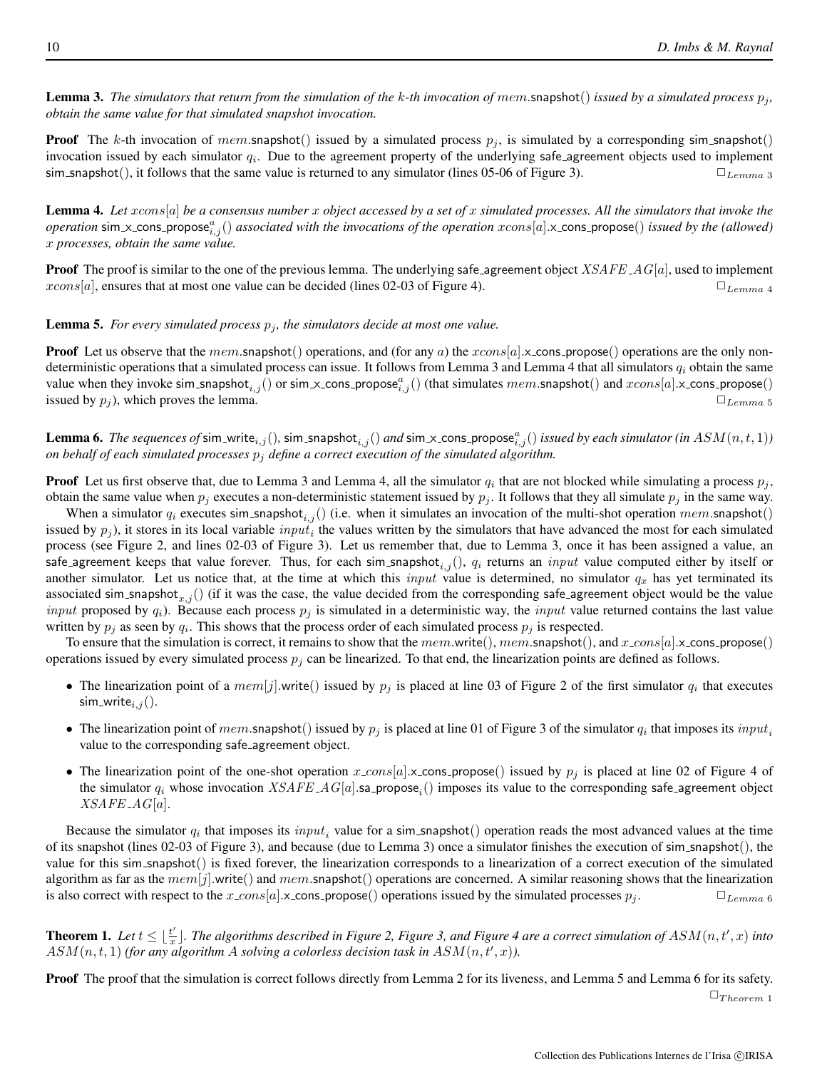**Lemma 3.** *The simulators that return from the simulation of the $k$-th invocation of $mem$.snapshot() issued by a simulated process $p_j$, obtain the same value for that simulated snapshot invocation.*

**Proof** The $k$-th invocation of $mem$.snapshot() issued by a simulated process $p_j$, is simulated by a corresponding sim_snapshot() invocation issued by each simulator $q_i$. Due to the agreement property of the underlying safe_agreement objects used to implement sim_snapshot(), it follows that the same value is returned to any simulator (lines 05-06 of Figure 3). $\Box_{Lemma\ 3}$

**Lemma 4.** *Let $xcons[a]$ be a consensus number $x$ object accessed by a set of $x$ simulated processes. All the simulators that invoke the operation sim_x_cons_propose$^a_{i,j}$() associated with the invocations of the operation $xcons[a]$.x_cons_propose() issued by the (allowed) $x$ processes, obtain the same value.*

**Proof** The proof is similar to the one of the previous lemma. The underlying safe_agreement object $XSAFE\_AG[a]$, used to implement $xcons[a]$, ensures that at most one value can be decided (lines 02-03 of Figure 4). $\Box_{Lemma\ 4}$

**Lemma 5.** *For every simulated process $p_j$, the simulators decide at most one value.*

**Proof** Let us observe that the $mem$.snapshot() operations, and (for any $a$) the $xcons[a]$.x_cons_propose() operations are the only non-deterministic operations that a simulated process can issue. It follows from Lemma 3 and Lemma 4 that all simulators $q_i$ obtain the same value when they invoke sim_snapshot$_{i,j}$() or sim_x_cons_propose$^a_{i,j}$() (that simulates $mem$.snapshot() and $xcons[a]$.x_cons_propose() issued by $p_j$), which proves the lemma. $\Box_{Lemma\ 5}$

**Lemma 6.** *The sequences of sim_write$_{i,j}$(), sim_snapshot$_{i,j}$() and sim_x_cons_propose$^a_{i,j}$() issued by each simulator (in $ASM(n, t, 1)$) on behalf of each simulated processes $p_j$ define a correct execution of the simulated algorithm.*

**Proof** Let us first observe that, due to Lemma 3 and Lemma 4, all the simulator $q_i$ that are not blocked while simulating a process $p_j$, obtain the same value when $p_j$ executes a non-deterministic statement issued by $p_j$. It follows that they all simulate $p_j$ in the same way.

When a simulator $q_i$ executes sim_snapshot$_{i,j}$() (i.e. when it simulates an invocation of the multi-shot operation $mem$.snapshot() issued by $p_j$), it stores in its local variable $input_i$ the values written by the simulators that have advanced the most for each simulated process (see Figure 2, and lines 02-03 of Figure 3). Let us remember that, due to Lemma 3, once it has been assigned a value, an safe_agreement keeps that value forever. Thus, for each sim_snapshot$_{i,j}$(), $q_i$ returns an $input$ value computed either by itself or another simulator. Let us notice that, at the time at which this $input$ value is determined, no simulator $q_x$ has yet terminated its associated sim_snapshot$_{x,j}$() (if it was the case, the value decided from the corresponding safe_agreement object would be the value $input$ proposed by $q_i$). Because each process $p_j$ is simulated in a deterministic way, the $input$ value returned contains the last value written by $p_j$ as seen by $q_i$. This shows that the process order of each simulated process $p_j$ is respected.

To ensure that the simulation is correct, it remains to show that the $mem$.write(), $mem$.snapshot(), and $x\_cons[a]$.x_cons_propose() operations issued by every simulated process $p_j$ can be linearized. To that end, the linearization points are defined as follows.

- The linearization point of a $mem[j]$.write() issued by $p_j$ is placed at line 03 of Figure 2 of the first simulator $q_i$ that executes sim_write$_{i,j}$().
- The linearization point of $mem$.snapshot() issued by $p_j$ is placed at line 01 of Figure 3 of the simulator $q_i$ that imposes its $input_i$ value to the corresponding safe_agreement object.
- The linearization point of the one-shot operation $x\_cons[a]$.x_cons_propose() issued by $p_j$ is placed at line 02 of Figure 4 of the simulator $q_i$ whose invocation $XSAFE\_AG[a]$.sa_propose$_i$() imposes its value to the corresponding safe_agreement object $XSAFE\_AG[a]$.

Because the simulator $q_i$ that imposes its $input_i$ value for a sim_snapshot() operation reads the most advanced values at the time of its snapshot (lines 02-03 of Figure 3), and because (due to Lemma 3) once a simulator finishes the execution of sim_snapshot(), the value for this sim_snapshot() is fixed forever, the linearization corresponds to a linearization of a correct execution of the simulated algorithm as far as the $mem[j]$.write() and $mem$.snapshot() operations are concerned. A similar reasoning shows that the linearization is also correct with respect to the $x\_cons[a]$.x_cons_propose() operations issued by the simulated processes $p_j$. $\Box_{Lemma\ 6}$

**Theorem 1.** *Let $t \leq \lfloor \frac{t'}{x} \rfloor$. The algorithms described in Figure 2, Figure 3, and Figure 4 are a correct simulation of $ASM(n, t', x)$ into $ASM(n, t, 1)$ (for any algorithm $A$ solving a colorless decision task in $ASM(n, t', x)$).*

**Proof** The proof that the simulation is correct follows directly from Lemma 2 for its liveness, and Lemma 5 and Lemma 6 for its safety. $\Box_{Theorem\ 1}$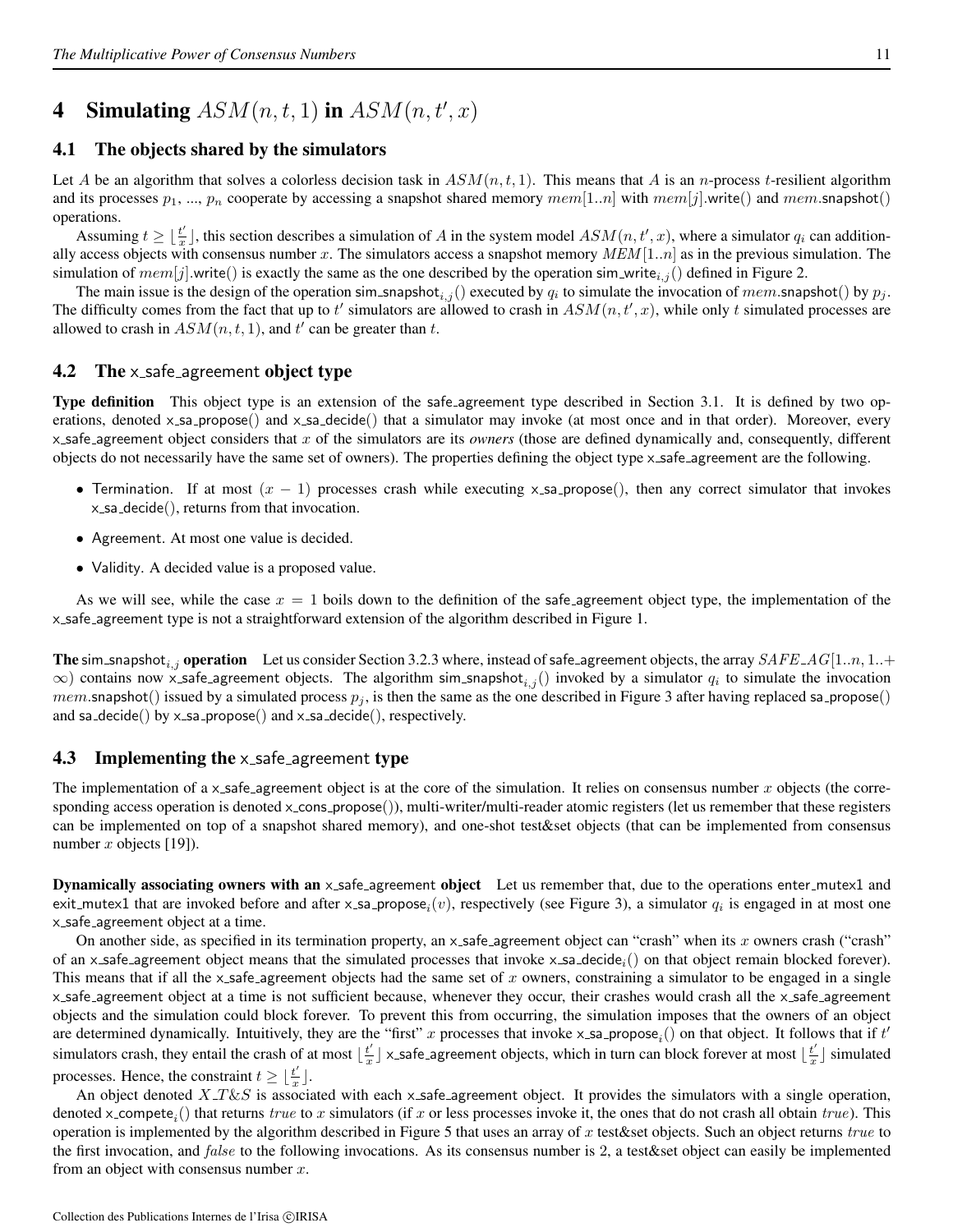# 4 Simulating $ASM(n, t, 1)$ in $ASM(n, t', x)$

## 4.1 The objects shared by the simulators

Let $A$ be an algorithm that solves a colorless decision task in $ASM(n, t, 1)$. This means that $A$ is an $n$-process $t$-resilient algorithm and its processes $p_1$, ..., $p_n$ cooperate by accessing a snapshot shared memory $mem[1..n]$ with $mem[j]$.write() and $mem$.snapshot() operations.

Assuming $t \geq \lfloor \frac{t'}{x} \rfloor$, this section describes a simulation of $A$ in the system model $ASM(n, t', x)$, where a simulator $q_i$ can additionally access objects with consensus number $x$. The simulators access a snapshot memory $MEM[1..n]$ as in the previous simulation. The simulation of $mem[j]$.write() is exactly the same as the one described by the operation sim_write$_{i,j}$() defined in Figure 2.

The main issue is the design of the operation sim_snapshot$_{i,j}$() executed by $q_i$ to simulate the invocation of $mem$.snapshot() by $p_j$. The difficulty comes from the fact that up to $t'$ simulators are allowed to crash in $ASM(n, t', x)$, while only $t$ simulated processes are allowed to crash in $ASM(n, t, 1)$, and $t'$ can be greater than $t$.

## 4.2 The x_safe_agreement object type

**Type definition** This object type is an extension of the safe_agreement type described in Section 3.1. It is defined by two operations, denoted x_sa_propose() and x_sa_decide() that a simulator may invoke (at most once and in that order). Moreover, every x_safe_agreement object considers that $x$ of the simulators are its *owners* (those are defined dynamically and, consequently, different objects do not necessarily have the same set of owners). The properties defining the object type x_safe_agreement are the following.

- Termination. If at most $(x - 1)$ processes crash while executing x_sa_propose(), then any correct simulator that invokes x_sa_decide(), returns from that invocation.
- Agreement. At most one value is decided.
- Validity. A decided value is a proposed value.

As we will see, while the case $x = 1$ boils down to the definition of the safe_agreement object type, the implementation of the x_safe_agreement type is not a straightforward extension of the algorithm described in Figure 1.

**The sim_snapshot$_{i,j}$ operation** Let us consider Section 3.2.3 where, instead of safe_agreement objects, the array $SAFE\_AG[1..n, 1..+\infty)$ contains now x_safe_agreement objects. The algorithm sim_snapshot$_{i,j}$() invoked by a simulator $q_i$ to simulate the invocation $mem$.snapshot() issued by a simulated process $p_j$, is then the same as the one described in Figure 3 after having replaced sa_propose() and sa_decide() by x_sa_propose() and x_sa_decide(), respectively.

## 4.3 Implementing the x_safe_agreement type

The implementation of a x_safe_agreement object is at the core of the simulation. It relies on consensus number $x$ objects (the corresponding access operation is denoted x_cons_propose()), multi-writer/multi-reader atomic registers (let us remember that these registers can be implemented on top of a snapshot shared memory), and one-shot test&set objects (that can be implemented from consensus number $x$ objects [19]).

**Dynamically associating owners with an x_safe_agreement object** Let us remember that, due to the operations enter_mutex1 and exit_mutex1 that are invoked before and after x_sa_propose$_i(v)$, respectively (see Figure 3), a simulator $q_i$ is engaged in at most one x_safe_agreement object at a time.

On another side, as specified in its termination property, an x_safe_agreement object can "crash" when its $x$ owners crash ("crash" of an x_safe_agreement object means that the simulated processes that invoke x_sa_decide$_i$() on that object remain blocked forever). This means that if all the x_safe_agreement objects had the same set of $x$ owners, constraining a simulator to be engaged in a single x_safe_agreement object at a time is not sufficient because, whenever they occur, their crashes would crash all the x_safe_agreement objects and the simulation could block forever. To prevent this from occurring, the simulation imposes that the owners of an object are determined dynamically. Intuitively, they are the "first" $x$ processes that invoke x_sa_propose$_i$() on that object. It follows that if $t'$ simulators crash, they entail the crash of at most $\lfloor \frac{t'}{x} \rfloor$ x_safe_agreement objects, which in turn can block forever at most $\lfloor \frac{t'}{x} \rfloor$ simulated processes. Hence, the constraint $t \geq \lfloor \frac{t'}{x} \rfloor$.

An object denoted $X\_T\&S$ is associated with each x_safe_agreement object. It provides the simulators with a single operation, denoted x_compete$_i$() that returns $true$ to $x$ simulators (if $x$ or less processes invoke it, the ones that do not crash all obtain $true$). This operation is implemented by the algorithm described in Figure 5 that uses an array of $x$ test&set objects. Such an object returns $true$ to the first invocation, and $false$ to the following invocations. As its consensus number is 2, a test&set object can easily be implemented from an object with consensus number $x$.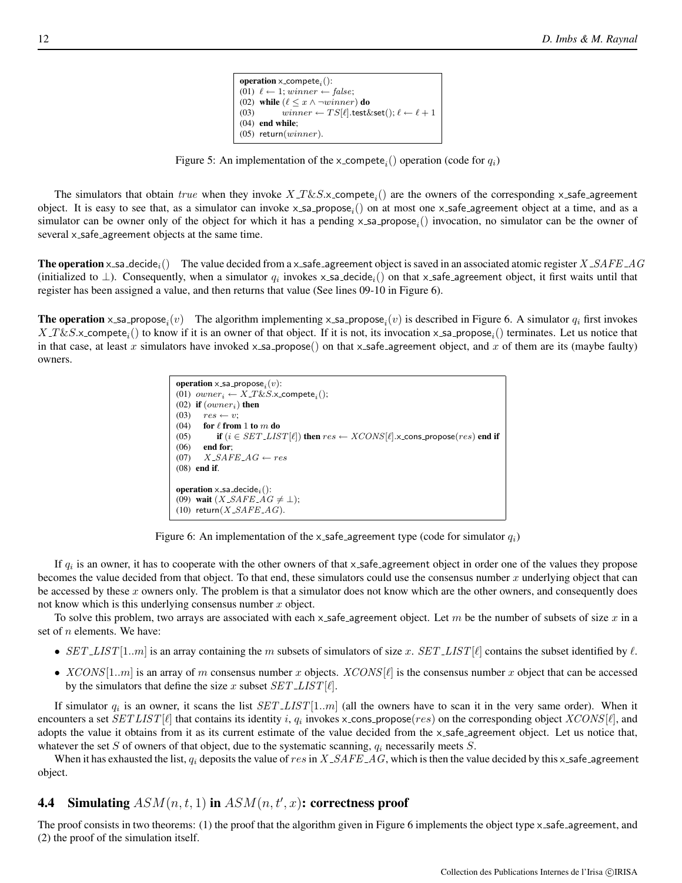```
operation x_compete_i():
(01) ℓ ← 1; winner ← false;
(02) while (ℓ ≤ x ∧ ¬winner) do
(03)        winner ← TS[ℓ].test&set(); ℓ ← ℓ + 1
(04) end while;
(05) return(winner).
```

Figure 5: An implementation of the $\mathsf{x\_compete}_i()$ operation (code for $q_i$)

The simulators that obtain $true$ when they invoke $X\_T\&S.\mathsf{x\_compete}_i()$ are the owners of the corresponding x_safe_agreement object. It is easy to see that, as a simulator can invoke $\mathsf{x\_sa\_propose}_i()$ on at most one x_safe_agreement object at a time, and as a simulator can be owner only of the object for which it has a pending $\mathsf{x\_sa\_propose}_i()$ invocation, no simulator can be the owner of several x_safe_agreement objects at the same time.

**The operation** $\mathsf{x\_sa\_decide}_i()$ The value decided from a x_safe_agreement object is saved in an associated atomic register $X\_SAFE\_AG$ (initialized to $\perp$). Consequently, when a simulator $q_i$ invokes $\mathsf{x\_sa\_decide}_i()$ on that x_safe_agreement object, it first waits until that register has been assigned a value, and then returns that value (See lines 09-10 in Figure 6).

**The operation** $\mathsf{x\_sa\_propose}_i(v)$ The algorithm implementing $\mathsf{x\_sa\_propose}_i(v)$ is described in Figure 6. A simulator $q_i$ first invokes $X\_T\&S.\mathsf{x\_compete}_i()$ to know if it is an owner of that object. If it is not, its invocation $\mathsf{x\_sa\_propose}_i()$ terminates. Let us notice that in that case, at least $x$ simulators have invoked x_sa_propose() on that x_safe_agreement object, and $x$ of them are its (maybe faulty) owners.

```
operation x_sa_propose_i(v):
(01) owner_i ← X_T&S.x_compete_i();
(02) if (owner_i) then
(03)     res ← v;
(04)     for ℓ from 1 to m do
(05)         if (i ∈ SET_LIST[ℓ]) then res ← XCONS[ℓ].x_cons_propose(res) end if
(06)     end for;
(07)     X_SAFE_AG ← res
(08) end if.

operation x_sa_decide_i():
(09) wait (X_SAFE_AG ≠ ⊥);
(10) return(X_SAFE_AG).
```

Figure 6: An implementation of the x_safe_agreement type (code for simulator $q_i$)

If $q_i$ is an owner, it has to cooperate with the other owners of that x_safe_agreement object in order one of the values they propose becomes the value decided from that object. To that end, these simulators could use the consensus number $x$ underlying object that can be accessed by these $x$ owners only. The problem is that a simulator does not know which are the other owners, and consequently does not know which is this underlying consensus number $x$ object.

To solve this problem, two arrays are associated with each x_safe_agreement object. Let $m$ be the number of subsets of size $x$ in a set of $n$ elements. We have:

- $SET\_LIST[1..m]$ is an array containing the $m$ subsets of simulators of size $x$. $SET\_LIST[\ell]$ contains the subset identified by $\ell$.
- $XCONS[1..m]$ is an array of $m$ consensus number $x$ objects. $XCONS[\ell]$ is the consensus number $x$ object that can be accessed by the simulators that define the size $x$ subset $SET\_LIST[\ell]$.

If simulator $q_i$ is an owner, it scans the list $SET\_LIST[1..m]$ (all the owners have to scan it in the very same order). When it encounters a set $SETLIST[\ell]$ that contains its identity $i$, $q_i$ invokes $\mathsf{x\_cons\_propose}(res)$ on the corresponding object $XCONS[\ell]$, and adopts the value it obtains from it as its current estimate of the value decided from the x_safe_agreement object. Let us notice that, whatever the set $S$ of owners of that object, due to the systematic scanning, $q_i$ necessarily meets $S$.

When it has exhausted the list, $q_i$ deposits the value of $res$ in $X\_SAFE\_AG$, which is then the value decided by this x_safe_agreement object.

## 4.4 Simulating $ASM(n,t,1)$ in $ASM(n,t',x)$: correctness proof

The proof consists in two theorems: (1) the proof that the algorithm given in Figure 6 implements the object type x_safe_agreement, and (2) the proof of the simulation itself.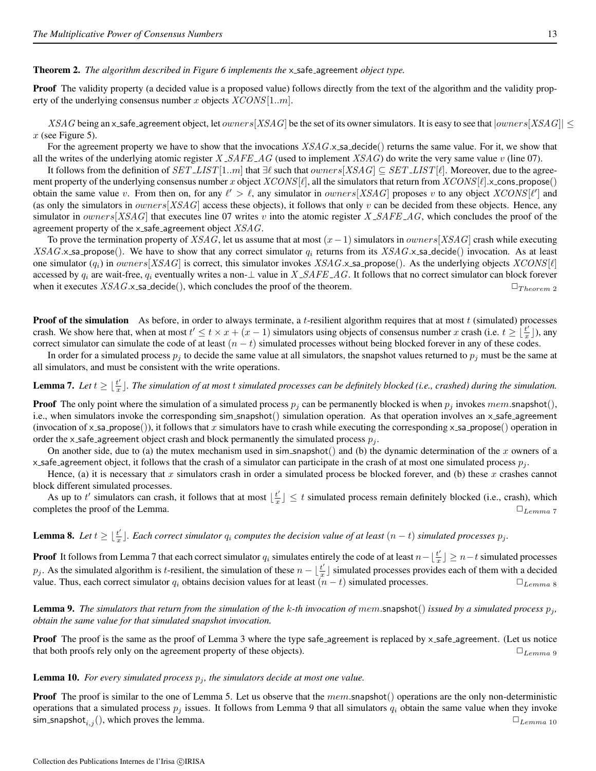**Theorem 2.** *The algorithm described in Figure 6 implements the* x_safe_agreement *object type.*

**Proof** The validity property (a decided value is a proposed value) follows directly from the text of the algorithm and the validity property of the underlying consensus number $x$ objects $XCONS[1..m]$.

$XSAG$ being an x_safe_agreement object, let $owners[XSAG]$ be the set of its owner simulators. It is easy to see that $|owners[XSAG]| \leq x$ (see Figure 5).

For the agreement property we have to show that the invocations $XSAG$.x_sa_decide() returns the same value. For it, we show that all the writes of the underlying atomic register $X\_SAFE\_AG$ (used to implement $XSAG$) do write the very same value $v$ (line 07).

It follows from the definition of $SET\_LIST[1..m]$ that $\exists \ell$ such that $owners[XSAG] \subseteq SET\_LIST[\ell]$. Moreover, due to the agreement property of the underlying consensus number $x$ object $XCONS[\ell]$, all the simulators that return from $XCONS[\ell]$.x_cons_propose() obtain the same value $v$. From then on, for any $\ell' > \ell$, any simulator in $owners[XSAG]$ proposes $v$ to any object $XCONS[\ell']$ and (as only the simulators in $owners[XSAG]$ access these objects), it follows that only $v$ can be decided from these objects. Hence, any simulator in $owners[XSAG]$ that executes line 07 writes $v$ into the atomic register $X\_SAFE\_AG$, which concludes the proof of the agreement property of the x_safe_agreement object $XSAG$.

To prove the termination property of $XSAG$, let us assume that at most $(x-1)$ simulators in $owners[XSAG]$ crash while executing $XSAG$.x_sa_propose(). We have to show that any correct simulator $q_i$ returns from its $XSAG$.x_sa_decide() invocation. As at least one simulator ($q_i$) in $owners[XSAG]$ is correct, this simulator invokes $XSAG$.x_sa_propose(). As the underlying objects $XCONS[\ell]$ accessed by $q_i$ are wait-free, $q_i$ eventually writes a non-$\perp$ value in $X\_SAFE\_AG$. It follows that no correct simulator can block forever when it executes $XSAG$.x_sa_decide(), which concludes the proof of the theorem. $\Box_{Theorem\ 2}$

**Proof of the simulation** As before, in order to always terminate, a $t$-resilient algorithm requires that at most $t$ (simulated) processes crash. We show here that, when at most $t' \leq t \times x + (x-1)$ simulators using objects of consensus number $x$ crash (i.e. $t \geq \lfloor \frac{t'}{x} \rfloor$), any correct simulator can simulate the code of at least $(n-t)$ simulated processes without being blocked forever in any of these codes.

In order for a simulated process $p_j$ to decide the same value at all simulators, the snapshot values returned to $p_j$ must be the same at all simulators, and must be consistent with the write operations.

**Lemma 7.** *Let $t \geq \lfloor \frac{t'}{x} \rfloor$. The simulation of at most $t$ simulated processes can be definitely blocked (i.e., crashed) during the simulation.*

**Proof** The only point where the simulation of a simulated process $p_j$ can be permanently blocked is when $p_j$ invokes $mem$.snapshot(), i.e., when simulators invoke the corresponding sim_snapshot() simulation operation. As that operation involves an x_safe_agreement (invocation of x_sa_propose()), it follows that $x$ simulators have to crash while executing the corresponding x_sa_propose() operation in order the x_safe_agreement object crash and block permanently the simulated process $p_j$.

On another side, due to (a) the mutex mechanism used in sim_snapshot() and (b) the dynamic determination of the $x$ owners of a x_safe_agreement object, it follows that the crash of a simulator can participate in the crash of at most one simulated process $p_j$.

Hence, (a) it is necessary that $x$ simulators crash in order a simulated process be blocked forever, and (b) these $x$ crashes cannot block different simulated processes.

As up to $t'$ simulators can crash, it follows that at most $\lfloor \frac{t'}{x} \rfloor \leq t$ simulated process remain definitely blocked (i.e., crash), which completes the proof of the Lemma. $\Box_{Lemma\ 7}$

**Lemma 8.** *Let $t \geq \lfloor \frac{t'}{x} \rfloor$. Each correct simulator $q_i$ computes the decision value of at least $(n-t)$ simulated processes $p_j$.*

**Proof** It follows from Lemma 7 that each correct simulator $q_i$ simulates entirely the code of at least $n - \lfloor \frac{t'}{x} \rfloor \geq n-t$ simulated processes $p_j$. As the simulated algorithm is $t$-resilient, the simulation of these $n - \lfloor \frac{t'}{x} \rfloor$ simulated processes provides each of them with a decided value. Thus, each correct simulator $q_i$ obtains decision values for at least $(n-t)$ simulated processes. $\Box_{Lemma\ 8}$

**Lemma 9.** *The simulators that return from the simulation of the $k$-th invocation of $mem$.snapshot() issued by a simulated process $p_j$, obtain the same value for that simulated snapshot invocation.*

**Proof** The proof is the same as the proof of Lemma 3 where the type safe_agreement is replaced by x_safe_agreement. (Let us notice that both proofs rely only on the agreement property of these objects). $\Box_{Lemma\ 9}$

**Lemma 10.** *For every simulated process $p_j$, the simulators decide at most one value.*

**Proof** The proof is similar to the one of Lemma 5. Let us observe that the $mem$.snapshot() operations are the only non-deterministic operations that a simulated process $p_j$ issues. It follows from Lemma 9 that all simulators $q_i$ obtain the same value when they invoke sim_snapshot$_{i,j}$(), which proves the lemma. $\Box_{Lemma\ 10}$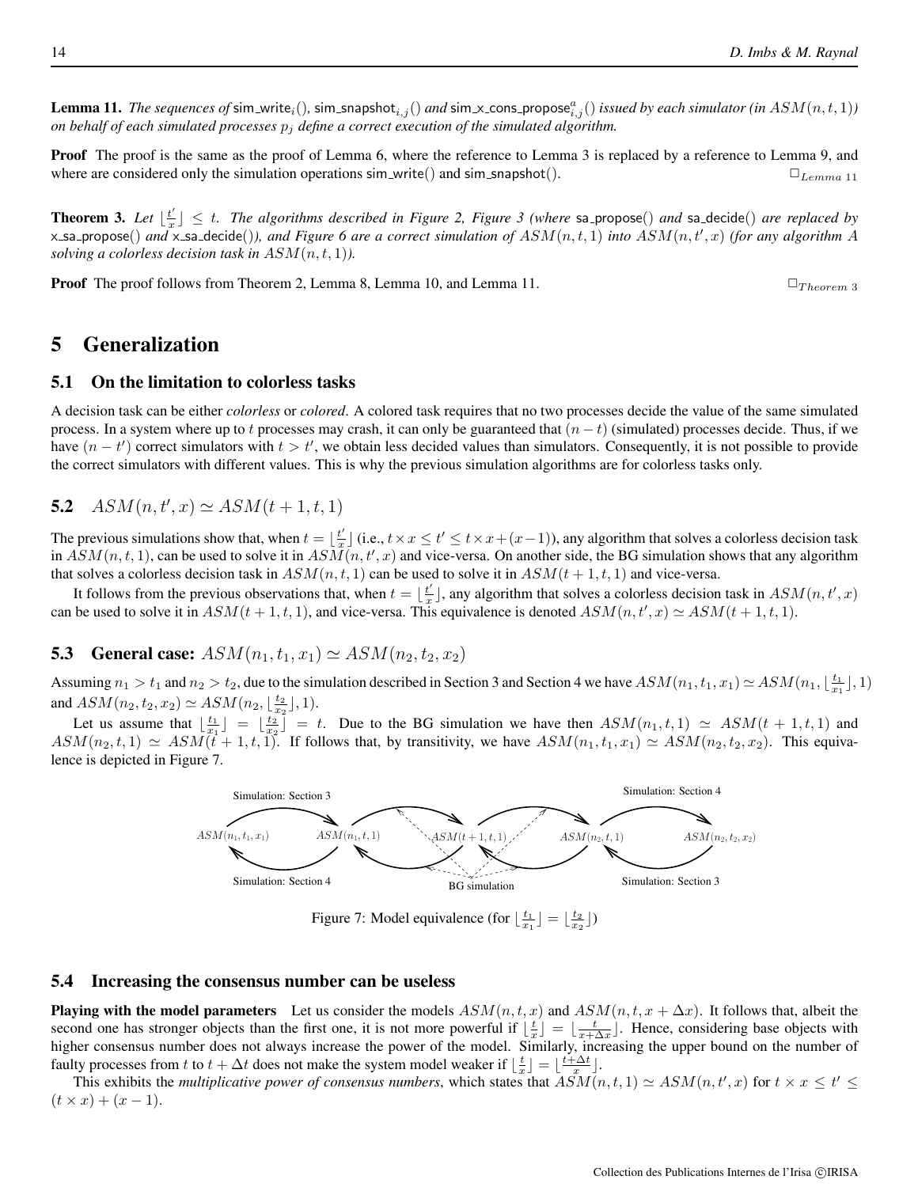**Lemma 11.** *The sequences of* $\mathsf{sim\_write}_i()$, $\mathsf{sim\_snapshot}_{i,j}()$ *and* $\mathsf{sim\_x\_cons\_propose}^a_{i,j}()$ *issued by each simulator (in $ASM(n,t,1)$) on behalf of each simulated processes $p_j$ define a correct execution of the simulated algorithm.*

**Proof** The proof is the same as the proof of Lemma 6, where the reference to Lemma 3 is replaced by a reference to Lemma 9, and where are considered only the simulation operations sim_write() and sim_snapshot(). $\square_{Lemma\ 11}$

**Theorem 3.** *Let $\lfloor \frac{t'}{x} \rfloor \leq t$. The algorithms described in Figure 2, Figure 3 (where* sa_propose() *and* sa_decide() *are replaced by* x_sa_propose() *and* x_sa_decide()*), and Figure 6 are a correct simulation of $ASM(n,t,1)$ into $ASM(n,t',x)$ (for any algorithm $A$ solving a colorless decision task in $ASM(n,t,1)$).*

**Proof** The proof follows from Theorem 2, Lemma 8, Lemma 10, and Lemma 11. $\square_{Theorem\ 3}$

# 5 Generalization

## 5.1 On the limitation to colorless tasks

A decision task can be either *colorless* or *colored*. A colored task requires that no two processes decide the value of the same simulated process. In a system where up to $t$ processes may crash, it can only be guaranteed that $(n-t)$ (simulated) processes decide. Thus, if we have $(n-t')$ correct simulators with $t > t'$, we obtain less decided values than simulators. Consequently, it is not possible to provide the correct simulators with different values. This is why the previous simulation algorithms are for colorless tasks only.

## 5.2 $ASM(n,t',x) \simeq ASM(t+1,t,1)$

The previous simulations show that, when $t = \lfloor \frac{t'}{x} \rfloor$ (i.e., $t \times x \leq t' \leq t \times x + (x-1)$), any algorithm that solves a colorless decision task in $ASM(n,t,1)$, can be used to solve it in $ASM(n,t',x)$ and vice-versa. On another side, the BG simulation shows that any algorithm that solves a colorless decision task in $ASM(n,t,1)$ can be used to solve it in $ASM(t+1,t,1)$ and vice-versa.

It follows from the previous observations that, when $t = \lfloor \frac{t'}{x} \rfloor$, any algorithm that solves a colorless decision task in $ASM(n,t',x)$ can be used to solve it in $ASM(t+1,t,1)$, and vice-versa. This equivalence is denoted $ASM(n,t',x) \simeq ASM(t+1,t,1)$.

## 5.3 General case: $ASM(n_1,t_1,x_1) \simeq ASM(n_2,t_2,x_2)$

Assuming $n_1 > t_1$ and $n_2 > t_2$, due to the simulation described in Section 3 and Section 4 we have $ASM(n_1,t_1,x_1) \simeq ASM(n_1, \lfloor \frac{t_1}{x_1} \rfloor, 1)$ and $ASM(n_2,t_2,x_2) \simeq ASM(n_2, \lfloor \frac{t_2}{x_2} \rfloor, 1)$.

Let us assume that $\lfloor \frac{t_1}{x_1} \rfloor = \lfloor \frac{t_2}{x_2} \rfloor = t$. Due to the BG simulation we have then $ASM(n_1,t,1) \simeq ASM(t+1,t,1)$ and $ASM(n_2,t,1) \simeq ASM(t+1,t,1)$. If follows that, by transitivity, we have $ASM(n_1,t_1,x_1) \simeq ASM(n_2,t_2,x_2)$. This equivalence is depicted in Figure 7.

Simulation: Section 3
Simulation: Section 4
$ASM(n_1,t_1,x_1)$
$ASM(n_1,t,1)$
$ASM(t+1,t,1)$
$ASM(n_2,t,1)$
$ASM(n_2,t_2,x_2)$
Simulation: Section 4
BG simulation
Simulation: Section 3

Figure 7: Model equivalence (for $\lfloor \frac{t_1}{x_1} \rfloor = \lfloor \frac{t_2}{x_2} \rfloor$)

## 5.4 Increasing the consensus number can be useless

**Playing with the model parameters** Let us consider the models $ASM(n,t,x)$ and $ASM(n,t,x+\Delta x)$. It follows that, albeit the second one has stronger objects than the first one, it is not more powerful if $\lfloor \frac{t}{x} \rfloor = \lfloor \frac{t}{x+\Delta x} \rfloor$. Hence, considering base objects with higher consensus number does not always increase the power of the model. Similarly, increasing the upper bound on the number of faulty processes from $t$ to $t+\Delta t$ does not make the system model weaker if $\lfloor \frac{t}{x} \rfloor = \lfloor \frac{t+\Delta t}{x} \rfloor$.

This exhibits the *multiplicative power of consensus numbers*, which states that $ASM(n,t,1) \simeq ASM(n,t',x)$ for $t \times x \leq t' \leq (t \times x) + (x-1)$.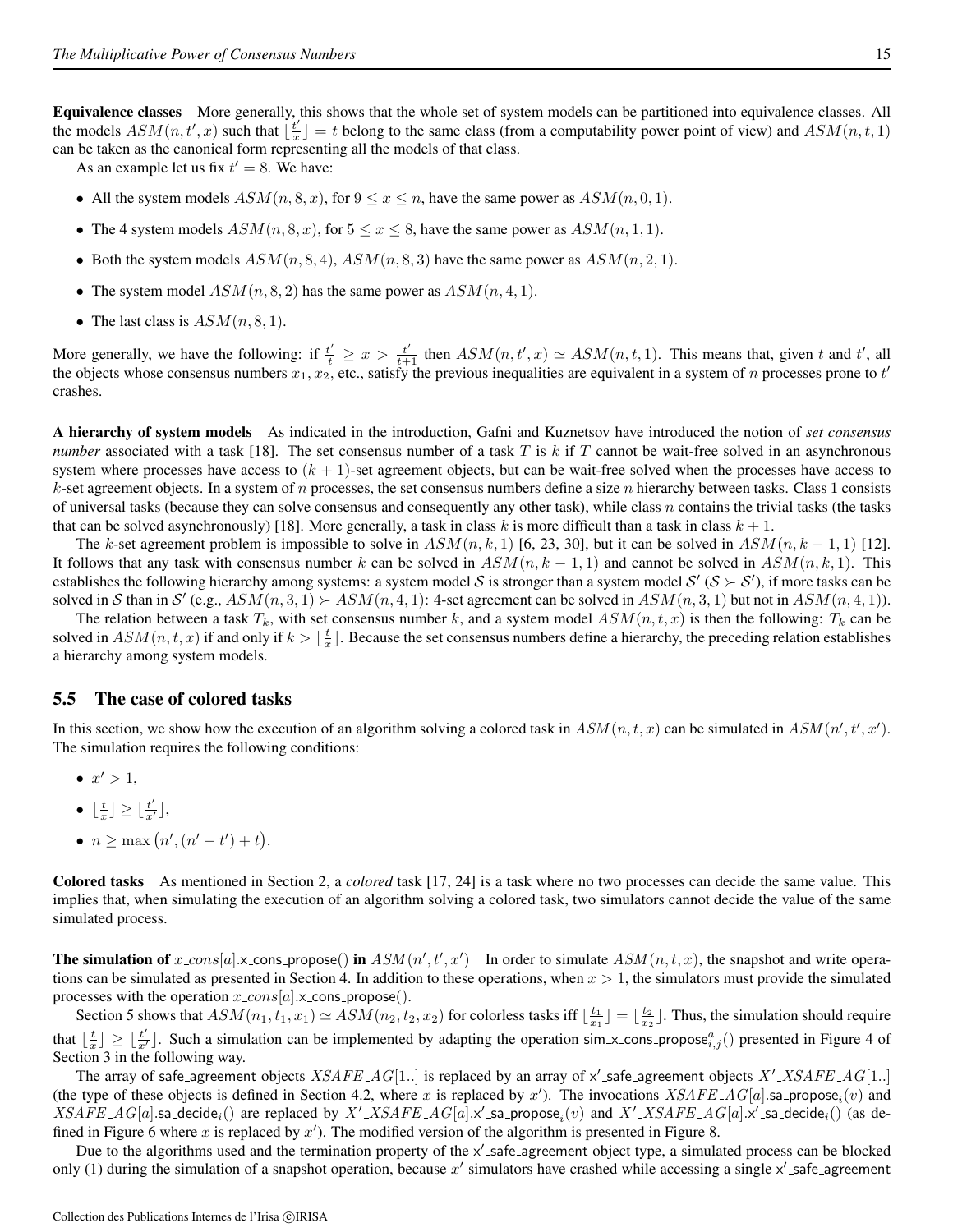**Equivalence classes** More generally, this shows that the whole set of system models can be partitioned into equivalence classes. All the models $ASM(n, t', x)$ such that $\lfloor \frac{t'}{x} \rfloor = t$ belong to the same class (from a computability power point of view) and $ASM(n, t, 1)$ can be taken as the canonical form representing all the models of that class.

As an example let us fix $t' = 8$. We have:

- All the system models $ASM(n, 8, x)$, for $9 \leq x \leq n$, have the same power as $ASM(n, 0, 1)$.
- The 4 system models $ASM(n, 8, x)$, for $5 \leq x \leq 8$, have the same power as $ASM(n, 1, 1)$.
- Both the system models $ASM(n, 8, 4)$, $ASM(n, 8, 3)$ have the same power as $ASM(n, 2, 1)$.
- The system model $ASM(n, 8, 2)$ has the same power as $ASM(n, 4, 1)$.
- The last class is $ASM(n, 8, 1)$.

More generally, we have the following: if $\frac{t'}{t} \geq x > \frac{t'}{t+1}$ then $ASM(n, t', x) \simeq ASM(n, t, 1)$. This means that, given $t$ and $t'$, all the objects whose consensus numbers $x_1, x_2$, etc., satisfy the previous inequalities are equivalent in a system of $n$ processes prone to $t'$ crashes.

**A hierarchy of system models** As indicated in the introduction, Gafni and Kuznetsov have introduced the notion of *set consensus number* associated with a task [18]. The set consensus number of a task $T$ is $k$ if $T$ cannot be wait-free solved in an asynchronous system where processes have access to $(k+1)$-set agreement objects, but can be wait-free solved when the processes have access to $k$-set agreement objects. In a system of $n$ processes, the set consensus numbers define a size $n$ hierarchy between tasks. Class 1 consists of universal tasks (because they can solve consensus and consequently any other task), while class $n$ contains the trivial tasks (the tasks that can be solved asynchronously) [18]. More generally, a task in class $k$ is more difficult than a task in class $k+1$.

The $k$-set agreement problem is impossible to solve in $ASM(n, k, 1)$ [6, 23, 30], but it can be solved in $ASM(n, k-1, 1)$ [12]. It follows that any task with consensus number $k$ can be solved in $ASM(n, k-1, 1)$ and cannot be solved in $ASM(n, k, 1)$. This establishes the following hierarchy among systems: a system model $\mathcal{S}$ is stronger than a system model $\mathcal{S}'$ ($\mathcal{S} \succ \mathcal{S}'$), if more tasks can be solved in $\mathcal{S}$ than in $\mathcal{S}'$ (e.g., $ASM(n, 3, 1) \succ ASM(n, 4, 1)$: 4-set agreement can be solved in $ASM(n, 3, 1)$ but not in $ASM(n, 4, 1)$).

The relation between a task $T_k$, with set consensus number $k$, and a system model $ASM(n, t, x)$ is then the following: $T_k$ can be solved in $ASM(n, t, x)$ if and only if $k > \lfloor \frac{t}{x} \rfloor$. Because the set consensus numbers define a hierarchy, the preceding relation establishes a hierarchy among system models.

## 5.5 The case of colored tasks

In this section, we show how the execution of an algorithm solving a colored task in $ASM(n, t, x)$ can be simulated in $ASM(n', t', x')$. The simulation requires the following conditions:

- $x' > 1$,
- $\lfloor \frac{t}{x} \rfloor \geq \lfloor \frac{t'}{x'} \rfloor$,
- $n \geq \max\big(n', (n'-t') + t\big)$.

**Colored tasks** As mentioned in Section 2, a *colored* task [17, 24] is a task where no two processes can decide the same value. This implies that, when simulating the execution of an algorithm solving a colored task, two simulators cannot decide the value of the same simulated process.

**The simulation of $x\_cons[a]$.x_cons_propose() in $ASM(n', t', x')$** In order to simulate $ASM(n, t, x)$, the snapshot and write operations can be simulated as presented in Section 4. In addition to these operations, when $x > 1$, the simulators must provide the simulated processes with the operation $x\_cons[a]$.x_cons_propose().

Section 5 shows that $ASM(n_1, t_1, x_1) \simeq ASM(n_2, t_2, x_2)$ for colorless tasks iff $\lfloor \frac{t_1}{x_1} \rfloor = \lfloor \frac{t_2}{x_2} \rfloor$. Thus, the simulation should require that $\lfloor \frac{t}{x} \rfloor \geq \lfloor \frac{t'}{x'} \rfloor$. Such a simulation can be implemented by adapting the operation sim_x_cons_propose$^a_{i,j}$() presented in Figure 4 of Section 3 in the following way.

The array of safe_agreement objects $XSAFE\_AG[1..]$ is replaced by an array of x′_safe_agreement objects $X'\_XSAFE\_AG[1..]$ (the type of these objects is defined in Section 4.2, where $x$ is replaced by $x'$). The invocations $XSAFE\_AG[a]$.sa_propose$_i(v)$ and $XSAFE\_AG[a]$.sa_decide$_i()$ are replaced by $X'\_XSAFE\_AG[a]$.x′_sa_propose$_i(v)$ and $X'\_XSAFE\_AG[a]$.x′_sa_decide$_i()$ (as defined in Figure 6 where $x$ is replaced by $x'$). The modified version of the algorithm is presented in Figure 8.

Due to the algorithms used and the termination property of the x′_safe_agreement object type, a simulated process can be blocked only (1) during the simulation of a snapshot operation, because $x'$ simulators have crashed while accessing a single x′_safe_agreement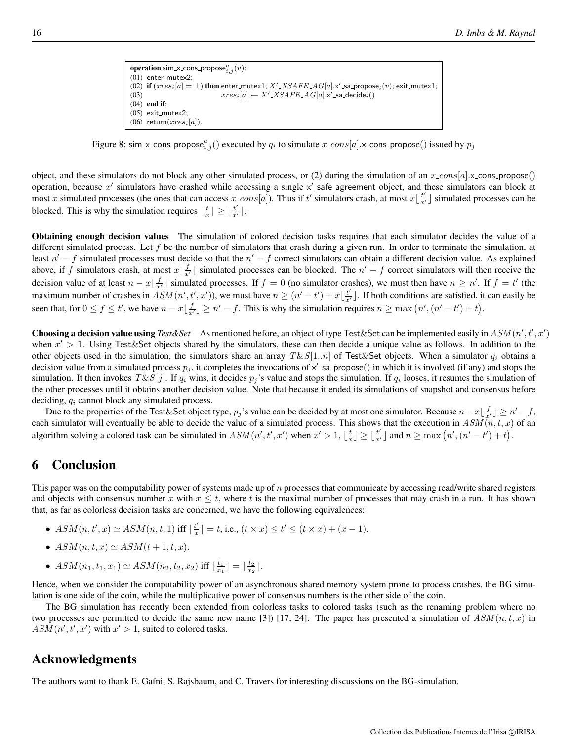```
operation sim_x_cons_propose^a_{i,j}(v):
(01) enter_mutex2;
(02) if (xres_i[a] = ⊥) then enter_mutex1; X'_XSAFE_AG[a].x'_sa_propose_i(v); exit_mutex1;
(03)                          xres_i[a] ← X'_XSAFE_AG[a].x'_sa_decide_i()
(04) end if;
(05) exit_mutex2;
(06) return(xres_i[a]).
```

Figure 8: $\mathsf{sim\_x\_cons\_propose}^a_{i,j}()$ executed by $q_i$ to simulate $x\_cons[a].\mathsf{x\_cons\_propose}()$ issued by $p_j$

object, and these simulators do not block any other simulated process, or (2) during the simulation of an $x\_cons[a].\mathsf{x\_cons\_propose}()$ operation, because $x'$ simulators have crashed while accessing a single $\mathsf{x'\_safe\_agreement}$ object, and these simulators can block at most $x$ simulated processes (the ones that can access $x\_cons[a]$). Thus if $t'$ simulators crash, at most $x\lfloor \frac{t'}{x'} \rfloor$ simulated processes can be blocked. This is why the simulation requires $\lfloor \frac{t}{x} \rfloor \geq \lfloor \frac{t'}{x'} \rfloor$.

**Obtaining enough decision values** The simulation of colored decision tasks requires that each simulator decides the value of a different simulated process. Let $f$ be the number of simulators that crash during a given run. In order to terminate the simulation, at least $n' - f$ simulated processes must decide so that the $n' - f$ correct simulators can obtain a different decision value. As explained above, if $f$ simulators crash, at most $x\lfloor \frac{f}{x'} \rfloor$ simulated processes can be blocked. The $n' - f$ correct simulators will then receive the decision value of at least $n - x\lfloor \frac{f}{x'} \rfloor$ simulated processes. If $f = 0$ (no simulator crashes), we must then have $n \geq n'$. If $f = t'$ (the maximum number of crashes in $ASM(n', t', x')$), we must have $n \geq (n' - t') + x\lfloor \frac{t'}{x'} \rfloor$. If both conditions are satisfied, it can easily be seen that, for $0 \leq f \leq t'$, we have $n - x\lfloor \frac{f}{x'} \rfloor \geq n' - f$. This is why the simulation requires $n \geq \max\big(n', (n' - t') + t\big)$.

**Choosing a decision value using *Test&Set*** As mentioned before, an object of type Test&Set can be implemented easily in $ASM(n', t', x')$ when $x' > 1$. Using Test&Set objects shared by the simulators, these can then decide a unique value as follows. In addition to the other objects used in the simulation, the simulators share an array $T\&S[1..n]$ of Test&Set objects. When a simulator $q_i$ obtains a decision value from a simulated process $p_j$, it completes the invocations of $\mathsf{x'\_sa\_propose}()$ in which it is involved (if any) and stops the simulation. It then invokes $T\&S[j]$. If $q_i$ wins, it decides $p_j$'s value and stops the simulation. If $q_i$ looses, it resumes the simulation of the other processes until it obtains another decision value. Note that because it ended its simulations of snapshot and consensus before deciding, $q_i$ cannot block any simulated process.

Due to the properties of the Test&Set object type, $p_j$'s value can be decided by at most one simulator. Because $n - x\lfloor \frac{f}{x'} \rfloor \geq n' - f$, each simulator will eventually be able to decide the value of a simulated process. This shows that the execution in $ASM(n, t, x)$ of an algorithm solving a colored task can be simulated in $ASM(n', t', x')$ when $x' > 1$, $\lfloor \frac{t}{x} \rfloor \geq \lfloor \frac{t'}{x'} \rfloor$ and $n \geq \max\big(n', (n' - t') + t\big)$.

# 6 Conclusion

This paper was on the computability power of systems made up of $n$ processes that communicate by accessing read/write shared registers and objects with consensus number $x$ with $x \leq t$, where $t$ is the maximal number of processes that may crash in a run. It has shown that, as far as colorless decision tasks are concerned, we have the following equivalences:

- $ASM(n, t', x) \simeq ASM(n, t, 1)$ iff $\lfloor \frac{t'}{x} \rfloor = t$, i.e., $(t \times x) \leq t' \leq (t \times x) + (x - 1)$.
- $ASM(n, t, x) \simeq ASM(t + 1, t, x)$.
- $ASM(n_1, t_1, x_1) \simeq ASM(n_2, t_2, x_2)$ iff $\lfloor \frac{t_1}{x_1} \rfloor = \lfloor \frac{t_2}{x_2} \rfloor$.

Hence, when we consider the computability power of an asynchronous shared memory system prone to process crashes, the BG simulation is one side of the coin, while the multiplicative power of consensus numbers is the other side of the coin.

The BG simulation has recently been extended from colorless tasks to colored tasks (such as the renaming problem where no two processes are permitted to decide the same new name [3]) [17, 24]. The paper has presented a simulation of $ASM(n, t, x)$ in $ASM(n', t', x')$ with $x' > 1$, suited to colored tasks.

# Acknowledgments

The authors want to thank E. Gafni, S. Rajsbaum, and C. Travers for interesting discussions on the BG-simulation.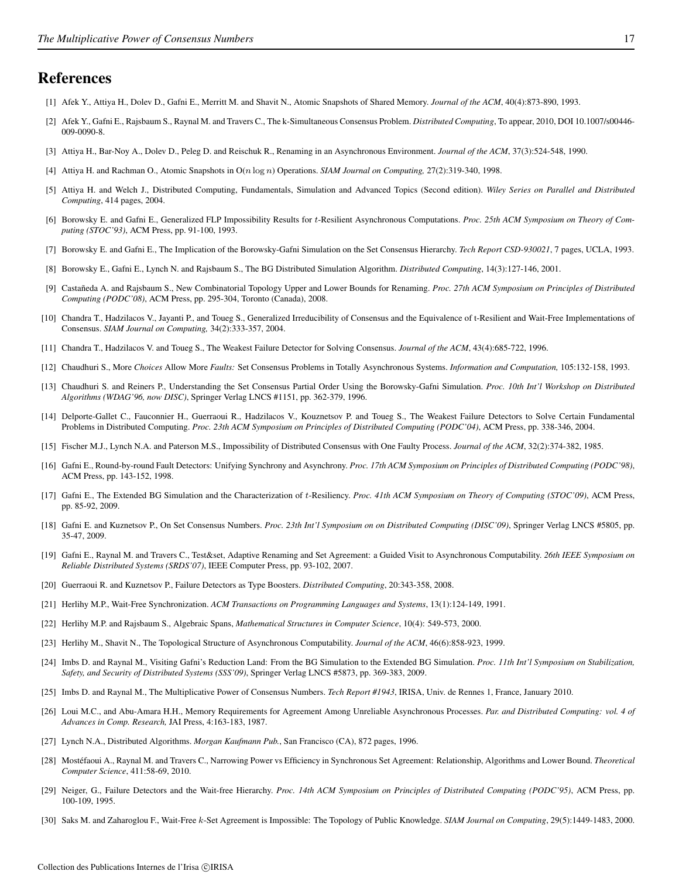# References

[1] Afek Y., Attiya H., Dolev D., Gafni E., Merritt M. and Shavit N., Atomic Snapshots of Shared Memory. *Journal of the ACM*, 40(4):873-890, 1993.

[2] Afek Y., Gafni E., Rajsbaum S., Raynal M. and Travers C., The k-Simultaneous Consensus Problem. *Distributed Computing*, To appear, 2010, DOI 10.1007/s00446-009-0090-8.

[3] Attiya H., Bar-Noy A., Dolev D., Peleg D. and Reischuk R., Renaming in an Asynchronous Environment. *Journal of the ACM*, 37(3):524-548, 1990.

[4] Attiya H. and Rachman O., Atomic Snapshots in O($n \log n$) Operations. *SIAM Journal on Computing,* 27(2):319-340, 1998.

[5] Attiya H. and Welch J., Distributed Computing, Fundamentals, Simulation and Advanced Topics (Second edition). *Wiley Series on Parallel and Distributed Computing*, 414 pages, 2004.

[6] Borowsky E. and Gafni E., Generalized FLP Impossibility Results for $t$-Resilient Asynchronous Computations. *Proc. 25th ACM Symposium on Theory of Computing (STOC'93)*, ACM Press, pp. 91-100, 1993.

[7] Borowsky E. and Gafni E., The Implication of the Borowsky-Gafni Simulation on the Set Consensus Hierarchy. *Tech Report CSD-930021*, 7 pages, UCLA, 1993.

[8] Borowsky E., Gafni E., Lynch N. and Rajsbaum S., The BG Distributed Simulation Algorithm. *Distributed Computing*, 14(3):127-146, 2001.

[9] Castañeda A. and Rajsbaum S., New Combinatorial Topology Upper and Lower Bounds for Renaming. *Proc. 27th ACM Symposium on Principles of Distributed Computing (PODC'08)*, ACM Press, pp. 295-304, Toronto (Canada), 2008.

[10] Chandra T., Hadzilacos V., Jayanti P., and Toueg S., Generalized Irreducibility of Consensus and the Equivalence of t-Resilient and Wait-Free Implementations of Consensus. *SIAM Journal on Computing,* 34(2):333-357, 2004.

[11] Chandra T., Hadzilacos V. and Toueg S., The Weakest Failure Detector for Solving Consensus. *Journal of the ACM*, 43(4):685-722, 1996.

[12] Chaudhuri S., More *Choices* Allow More *Faults:* Set Consensus Problems in Totally Asynchronous Systems. *Information and Computation,* 105:132-158, 1993.

[13] Chaudhuri S. and Reiners P., Understanding the Set Consensus Partial Order Using the Borowsky-Gafni Simulation. *Proc. 10th Int'l Workshop on Distributed Algorithms (WDAG'96, now DISC)*, Springer Verlag LNCS #1151, pp. 362-379, 1996.

[14] Delporte-Gallet C., Fauconnier H., Guerraoui R., Hadzilacos V., Kouznetsov P. and Toueg S., The Weakest Failure Detectors to Solve Certain Fundamental Problems in Distributed Computing. *Proc. 23th ACM Symposium on Principles of Distributed Computing (PODC'04)*, ACM Press, pp. 338-346, 2004.

[15] Fischer M.J., Lynch N.A. and Paterson M.S., Impossibility of Distributed Consensus with One Faulty Process. *Journal of the ACM*, 32(2):374-382, 1985.

[16] Gafni E., Round-by-round Fault Detectors: Unifying Synchrony and Asynchrony. *Proc. 17th ACM Symposium on Principles of Distributed Computing (PODC'98)*, ACM Press, pp. 143-152, 1998.

[17] Gafni E., The Extended BG Simulation and the Characterization of $t$-Resiliency. *Proc. 41th ACM Symposium on Theory of Computing (STOC'09)*, ACM Press, pp. 85-92, 2009.

[18] Gafni E. and Kuznetsov P., On Set Consensus Numbers. *Proc. 23th Int'l Symposium on on Distributed Computing (DISC'09)*, Springer Verlag LNCS #5805, pp. 35-47, 2009.

[19] Gafni E., Raynal M. and Travers C., Test&set, Adaptive Renaming and Set Agreement: a Guided Visit to Asynchronous Computability. *26th IEEE Symposium on Reliable Distributed Systems (SRDS'07)*, IEEE Computer Press, pp. 93-102, 2007.

[20] Guerraoui R. and Kuznetsov P., Failure Detectors as Type Boosters. *Distributed Computing*, 20:343-358, 2008.

[21] Herlihy M.P., Wait-Free Synchronization. *ACM Transactions on Programming Languages and Systems*, 13(1):124-149, 1991.

[22] Herlihy M.P. and Rajsbaum S., Algebraic Spans, *Mathematical Structures in Computer Science*, 10(4): 549-573, 2000.

[23] Herlihy M., Shavit N., The Topological Structure of Asynchronous Computability. *Journal of the ACM*, 46(6):858-923, 1999.

[24] Imbs D. and Raynal M., Visiting Gafni's Reduction Land: From the BG Simulation to the Extended BG Simulation. *Proc. 11th Int'l Symposium on Stabilization, Safety, and Security of Distributed Systems (SSS'09)*, Springer Verlag LNCS #5873, pp. 369-383, 2009.

[25] Imbs D. and Raynal M., The Multiplicative Power of Consensus Numbers. *Tech Report #1943*, IRISA, Univ. de Rennes 1, France, January 2010.

[26] Loui M.C., and Abu-Amara H.H., Memory Requirements for Agreement Among Unreliable Asynchronous Processes. *Par. and Distributed Computing: vol. 4 of Advances in Comp. Research,* JAI Press, 4:163-183, 1987.

[27] Lynch N.A., Distributed Algorithms. *Morgan Kaufmann Pub.*, San Francisco (CA), 872 pages, 1996.

[28] Mostéfaoui A., Raynal M. and Travers C., Narrowing Power vs Efficiency in Synchronous Set Agreement: Relationship, Algorithms and Lower Bound. *Theoretical Computer Science*, 411:58-69, 2010.

[29] Neiger, G., Failure Detectors and the Wait-free Hierarchy. *Proc. 14th ACM Symposium on Principles of Distributed Computing (PODC'95)*, ACM Press, pp. 100-109, 1995.

[30] Saks M. and Zaharoglou F., Wait-Free $k$-Set Agreement is Impossible: The Topology of Public Knowledge. *SIAM Journal on Computing*, 29(5):1449-1483, 2000.